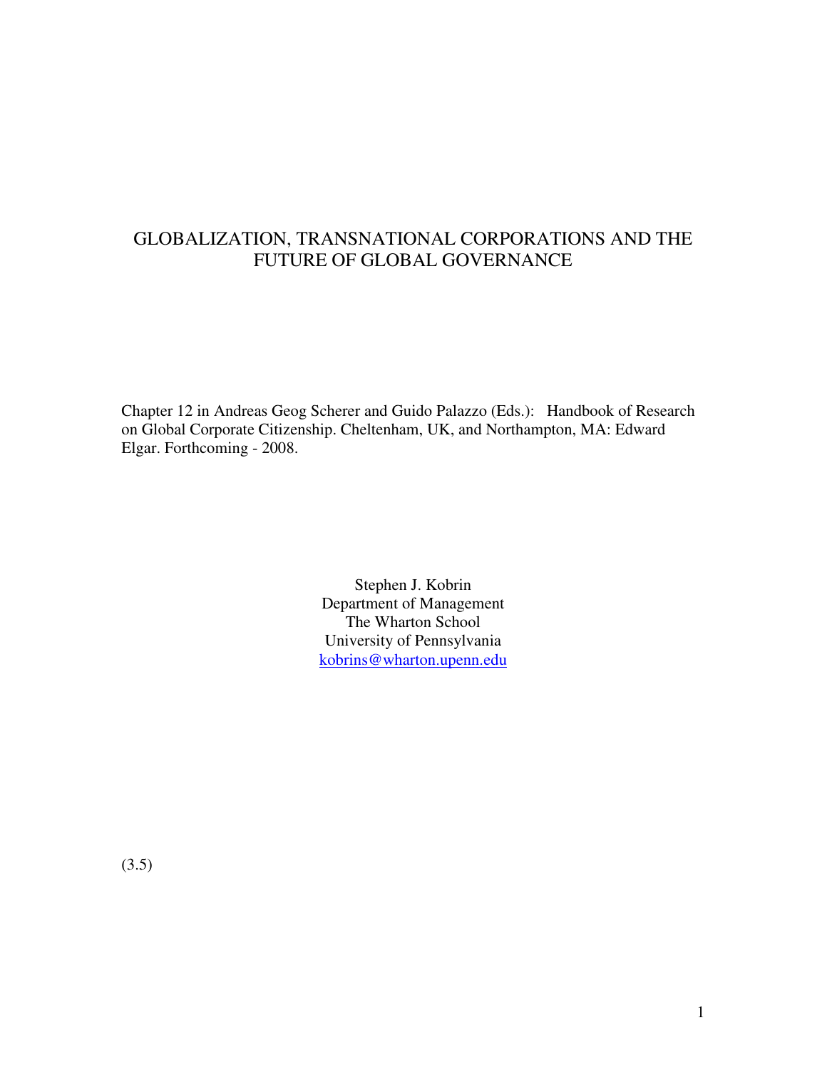# GLOBALIZATION, TRANSNATIONAL CORPORATIONS AND THE FUTURE OF GLOBAL GOVERNANCE

Chapter 12 in Andreas Geog Scherer and Guido Palazzo (Eds.): Handbook of Research on Global Corporate Citizenship. Cheltenham, UK, and Northampton, MA: Edward Elgar. Forthcoming - 2008.

Stephen J. Kobrin
Department of Management
The Wharton School
University of Pennsylvania
kobrins@wharton.upenn.edu

(3.5)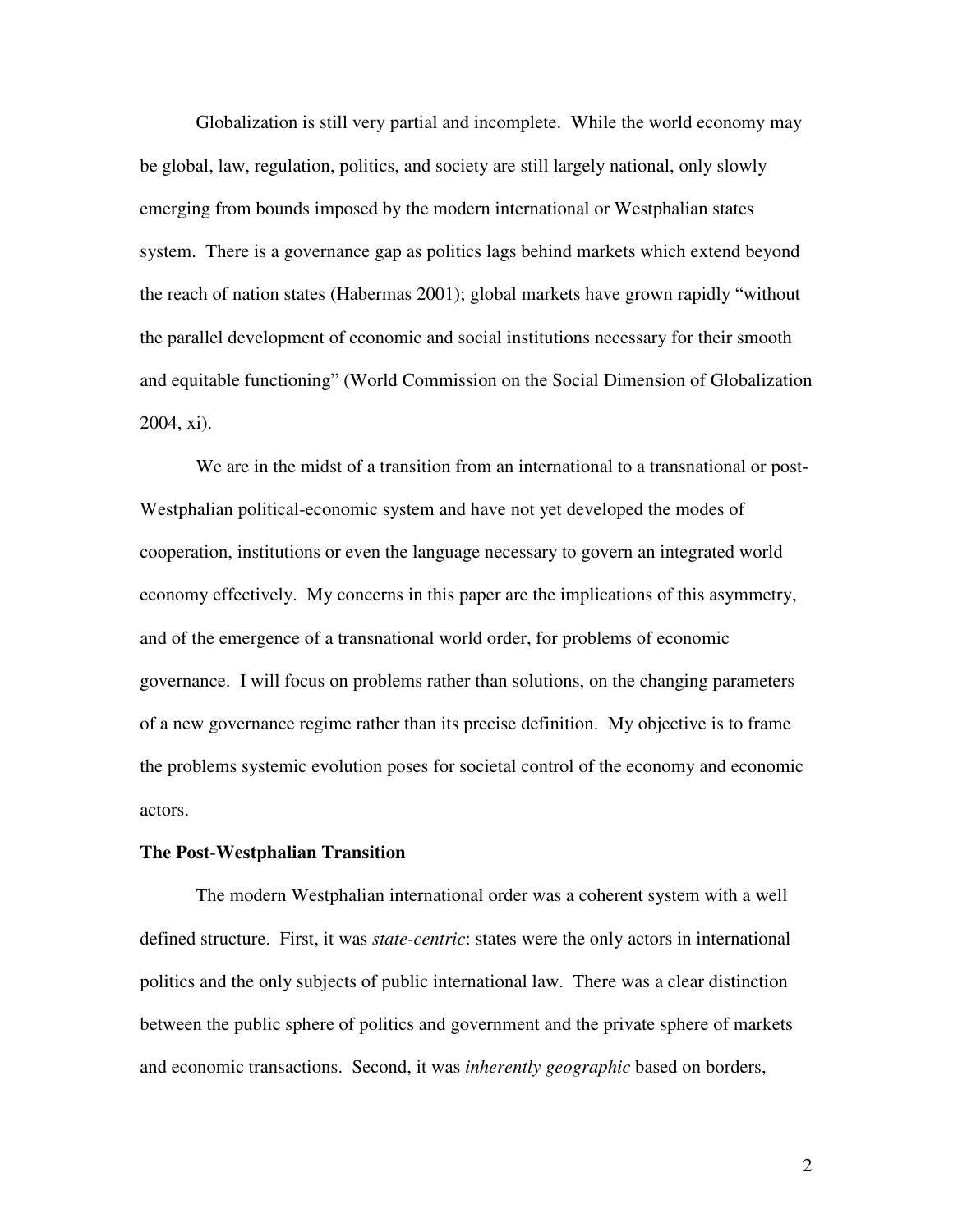Globalization is still very partial and incomplete. While the world economy may be global, law, regulation, politics, and society are still largely national, only slowly emerging from bounds imposed by the modern international or Westphalian states system. There is a governance gap as politics lags behind markets which extend beyond the reach of nation states (Habermas 2001); global markets have grown rapidly "without the parallel development of economic and social institutions necessary for their smooth and equitable functioning" (World Commission on the Social Dimension of Globalization 2004, xi).

We are in the midst of a transition from an international to a transnational or post-Westphalian political-economic system and have not yet developed the modes of cooperation, institutions or even the language necessary to govern an integrated world economy effectively. My concerns in this paper are the implications of this asymmetry, and of the emergence of a transnational world order, for problems of economic governance. I will focus on problems rather than solutions, on the changing parameters of a new governance regime rather than its precise definition. My objective is to frame the problems systemic evolution poses for societal control of the economy and economic actors.

**The Post-Westphalian Transition**

The modern Westphalian international order was a coherent system with a well defined structure. First, it was *state-centric*: states were the only actors in international politics and the only subjects of public international law. There was a clear distinction between the public sphere of politics and government and the private sphere of markets and economic transactions. Second, it was *inherently geographic* based on borders,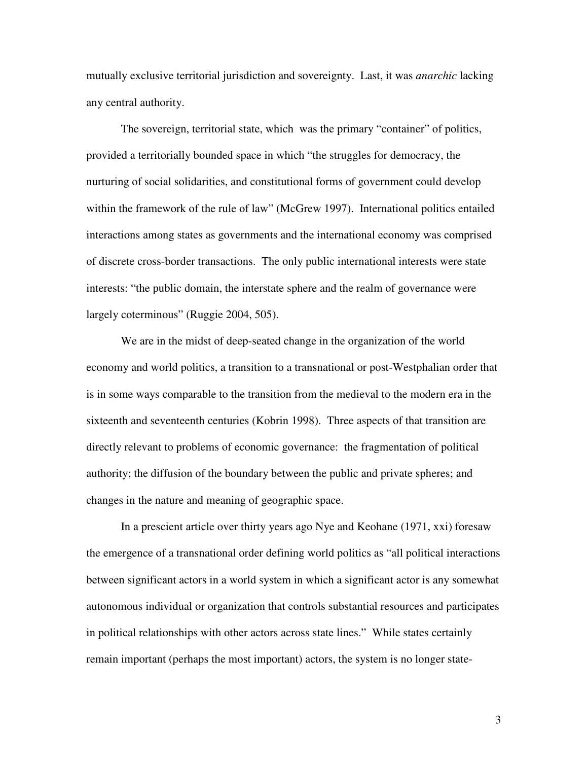mutually exclusive territorial jurisdiction and sovereignty.  Last, it was *anarchic* lacking any central authority.

The sovereign, territorial state, which  was the primary "container" of politics, provided a territorially bounded space in which "the struggles for democracy, the nurturing of social solidarities, and constitutional forms of government could develop within the framework of the rule of law" (McGrew 1997).  International politics entailed interactions among states as governments and the international economy was comprised of discrete cross-border transactions.  The only public international interests were state interests: "the public domain, the interstate sphere and the realm of governance were largely coterminous" (Ruggie 2004, 505).

We are in the midst of deep-seated change in the organization of the world economy and world politics, a transition to a transnational or post-Westphalian order that is in some ways comparable to the transition from the medieval to the modern era in the sixteenth and seventeenth centuries (Kobrin 1998).  Three aspects of that transition are directly relevant to problems of economic governance:  the fragmentation of political authority; the diffusion of the boundary between the public and private spheres; and changes in the nature and meaning of geographic space.

In a prescient article over thirty years ago Nye and Keohane (1971, xxi) foresaw the emergence of a transnational order defining world politics as "all political interactions between significant actors in a world system in which a significant actor is any somewhat autonomous individual or organization that controls substantial resources and participates in political relationships with other actors across state lines."  While states certainly remain important (perhaps the most important) actors, the system is no longer state-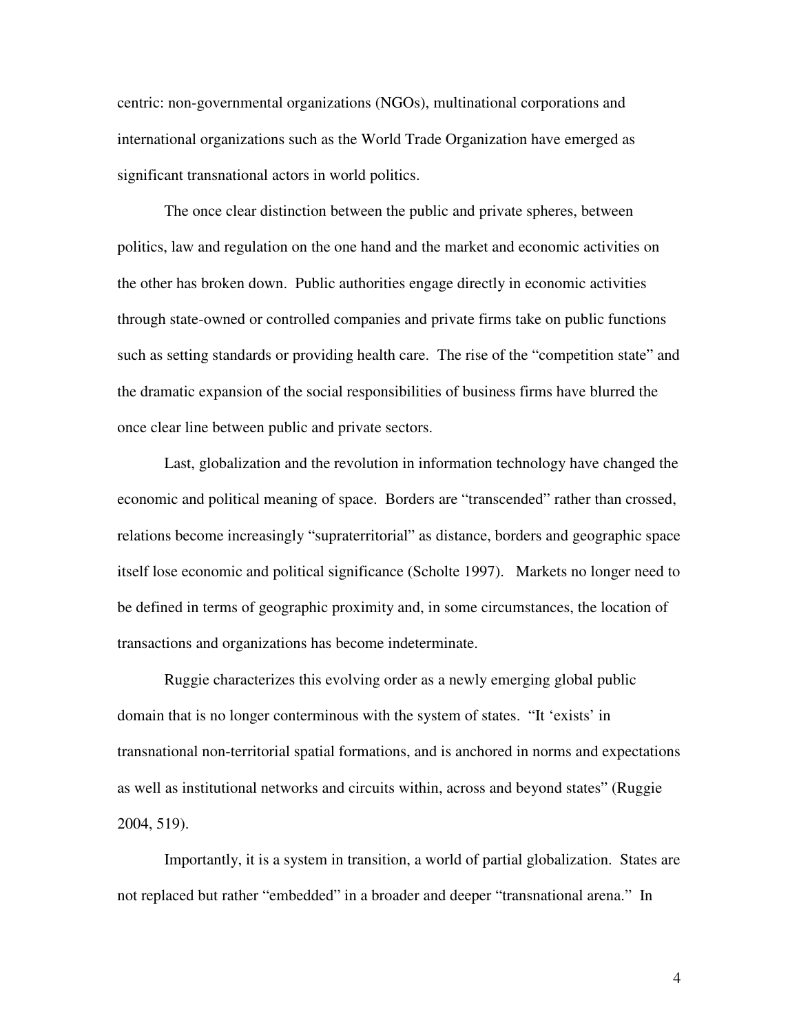centric: non-governmental organizations (NGOs), multinational corporations and international organizations such as the World Trade Organization have emerged as significant transnational actors in world politics.

The once clear distinction between the public and private spheres, between politics, law and regulation on the one hand and the market and economic activities on the other has broken down. Public authorities engage directly in economic activities through state-owned or controlled companies and private firms take on public functions such as setting standards or providing health care. The rise of the "competition state" and the dramatic expansion of the social responsibilities of business firms have blurred the once clear line between public and private sectors.

Last, globalization and the revolution in information technology have changed the economic and political meaning of space. Borders are "transcended" rather than crossed, relations become increasingly "supraterritorial" as distance, borders and geographic space itself lose economic and political significance (Scholte 1997). Markets no longer need to be defined in terms of geographic proximity and, in some circumstances, the location of transactions and organizations has become indeterminate.

Ruggie characterizes this evolving order as a newly emerging global public domain that is no longer conterminous with the system of states. "It 'exists' in transnational non-territorial spatial formations, and is anchored in norms and expectations as well as institutional networks and circuits within, across and beyond states" (Ruggie 2004, 519).

Importantly, it is a system in transition, a world of partial globalization. States are not replaced but rather "embedded" in a broader and deeper "transnational arena." In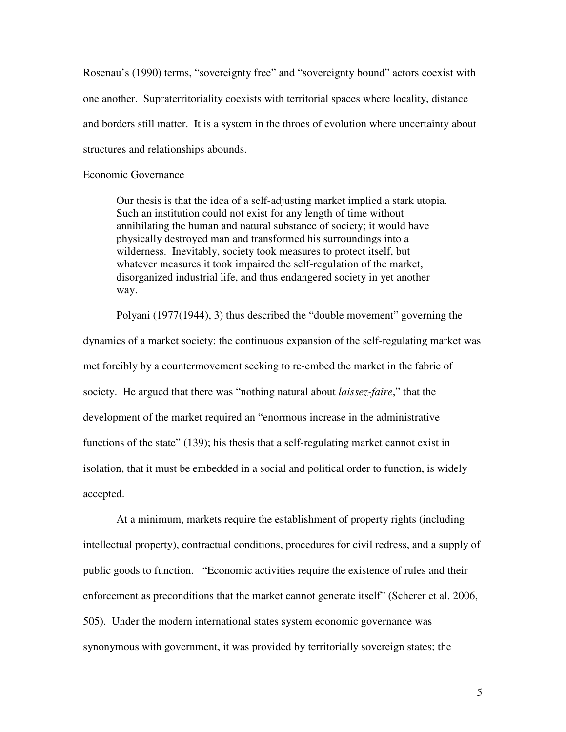Rosenau's (1990) terms, "sovereignty free" and "sovereignty bound" actors coexist with one another. Supraterritoriality coexists with territorial spaces where locality, distance and borders still matter. It is a system in the throes of evolution where uncertainty about structures and relationships abounds.

## Economic Governance

> Our thesis is that the idea of a self-adjusting market implied a stark utopia. Such an institution could not exist for any length of time without annihilating the human and natural substance of society; it would have physically destroyed man and transformed his surroundings into a wilderness. Inevitably, society took measures to protect itself, but whatever measures it took impaired the self-regulation of the market, disorganized industrial life, and thus endangered society in yet another way.

Polyani (1977(1944), 3) thus described the "double movement" governing the dynamics of a market society: the continuous expansion of the self-regulating market was met forcibly by a countermovement seeking to re-embed the market in the fabric of society. He argued that there was "nothing natural about *laissez-faire*," that the development of the market required an "enormous increase in the administrative functions of the state" (139); his thesis that a self-regulating market cannot exist in isolation, that it must be embedded in a social and political order to function, is widely accepted.

At a minimum, markets require the establishment of property rights (including intellectual property), contractual conditions, procedures for civil redress, and a supply of public goods to function. "Economic activities require the existence of rules and their enforcement as preconditions that the market cannot generate itself" (Scherer et al. 2006, 505). Under the modern international states system economic governance was synonymous with government, it was provided by territorially sovereign states; the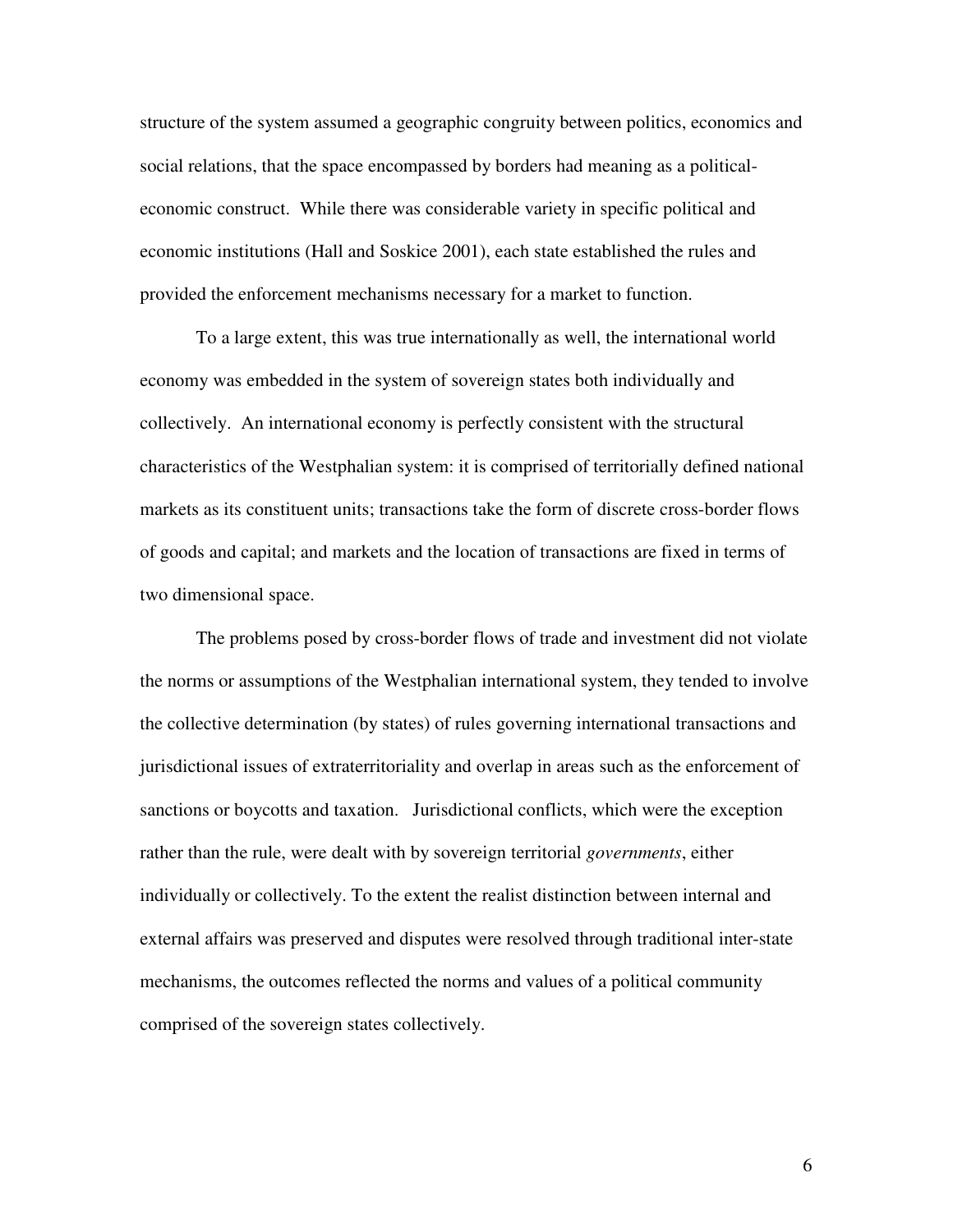structure of the system assumed a geographic congruity between politics, economics and social relations, that the space encompassed by borders had meaning as a political-economic construct. While there was considerable variety in specific political and economic institutions (Hall and Soskice 2001), each state established the rules and provided the enforcement mechanisms necessary for a market to function.

To a large extent, this was true internationally as well, the international world economy was embedded in the system of sovereign states both individually and collectively. An international economy is perfectly consistent with the structural characteristics of the Westphalian system: it is comprised of territorially defined national markets as its constituent units; transactions take the form of discrete cross-border flows of goods and capital; and markets and the location of transactions are fixed in terms of two dimensional space.

The problems posed by cross-border flows of trade and investment did not violate the norms or assumptions of the Westphalian international system, they tended to involve the collective determination (by states) of rules governing international transactions and jurisdictional issues of extraterritoriality and overlap in areas such as the enforcement of sanctions or boycotts and taxation. Jurisdictional conflicts, which were the exception rather than the rule, were dealt with by sovereign territorial *governments*, either individually or collectively. To the extent the realist distinction between internal and external affairs was preserved and disputes were resolved through traditional inter-state mechanisms, the outcomes reflected the norms and values of a political community comprised of the sovereign states collectively.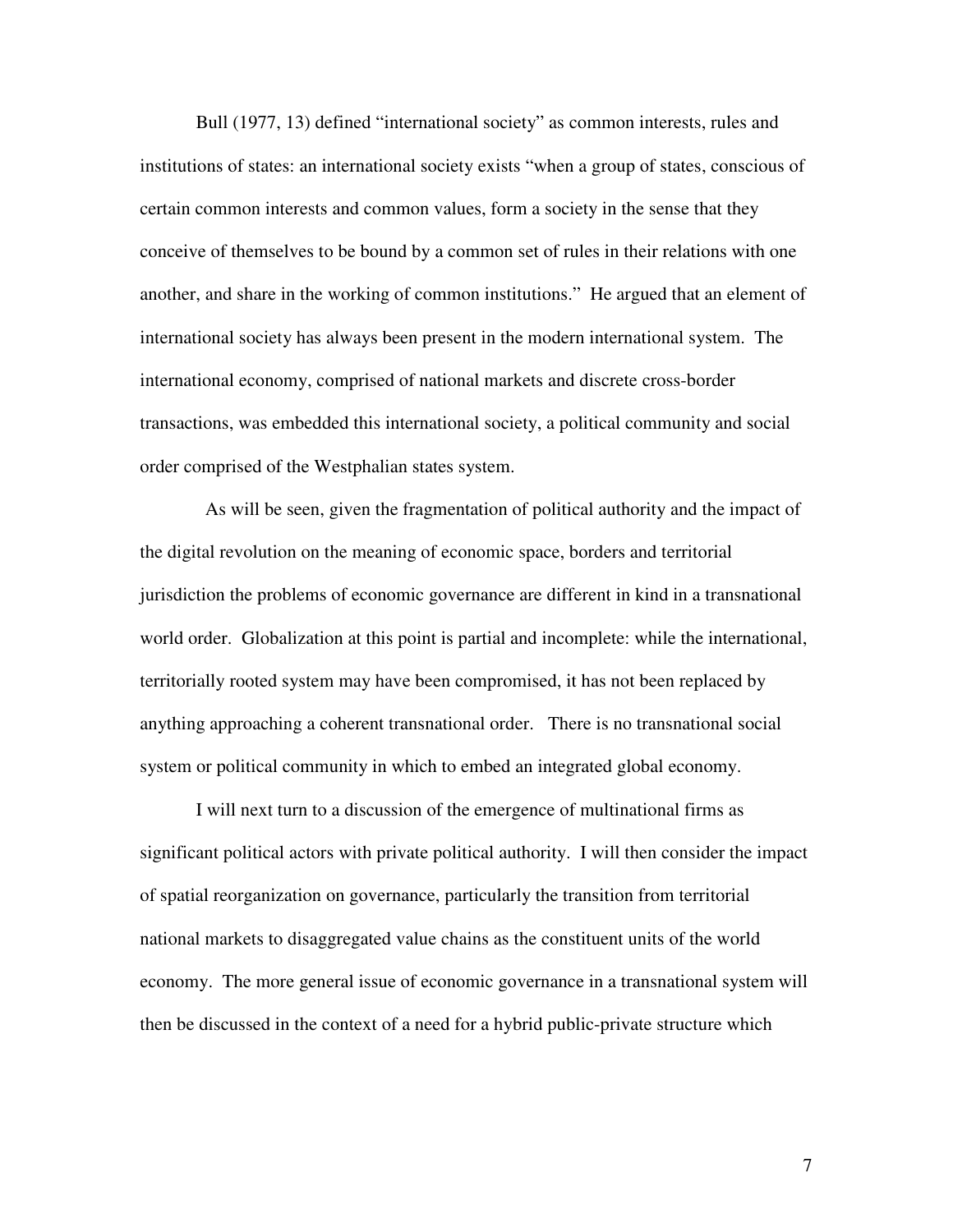Bull (1977, 13) defined "international society" as common interests, rules and institutions of states: an international society exists "when a group of states, conscious of certain common interests and common values, form a society in the sense that they conceive of themselves to be bound by a common set of rules in their relations with one another, and share in the working of common institutions." He argued that an element of international society has always been present in the modern international system. The international economy, comprised of national markets and discrete cross-border transactions, was embedded this international society, a political community and social order comprised of the Westphalian states system.

As will be seen, given the fragmentation of political authority and the impact of the digital revolution on the meaning of economic space, borders and territorial jurisdiction the problems of economic governance are different in kind in a transnational world order. Globalization at this point is partial and incomplete: while the international, territorially rooted system may have been compromised, it has not been replaced by anything approaching a coherent transnational order. There is no transnational social system or political community in which to embed an integrated global economy.

I will next turn to a discussion of the emergence of multinational firms as significant political actors with private political authority. I will then consider the impact of spatial reorganization on governance, particularly the transition from territorial national markets to disaggregated value chains as the constituent units of the world economy. The more general issue of economic governance in a transnational system will then be discussed in the context of a need for a hybrid public-private structure which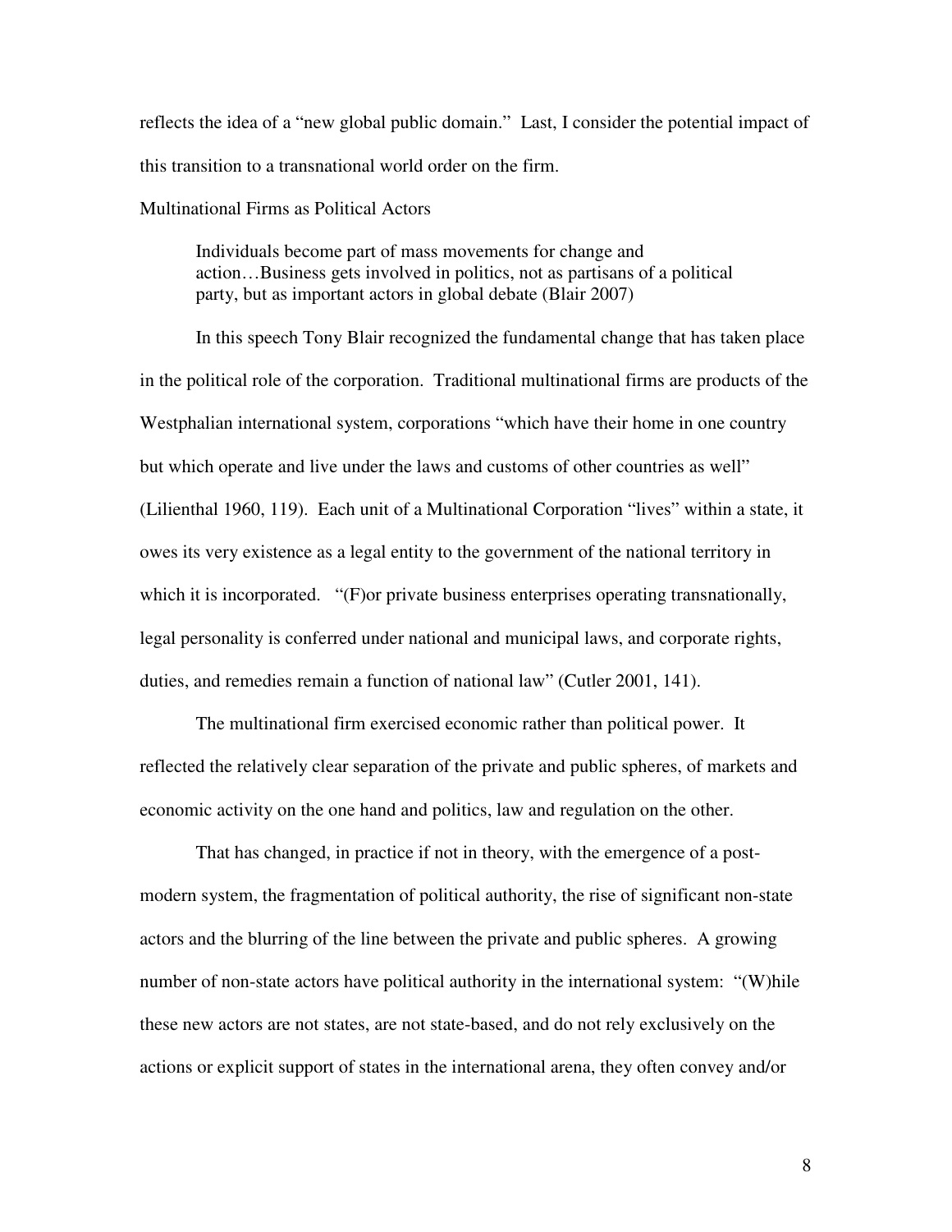reflects the idea of a "new global public domain." Last, I consider the potential impact of this transition to a transnational world order on the firm.

## Multinational Firms as Political Actors

> Individuals become part of mass movements for change and action…Business gets involved in politics, not as partisans of a political party, but as important actors in global debate (Blair 2007)

In this speech Tony Blair recognized the fundamental change that has taken place in the political role of the corporation. Traditional multinational firms are products of the Westphalian international system, corporations "which have their home in one country but which operate and live under the laws and customs of other countries as well" (Lilienthal 1960, 119). Each unit of a Multinational Corporation "lives" within a state, it owes its very existence as a legal entity to the government of the national territory in which it is incorporated. "(F)or private business enterprises operating transnationally, legal personality is conferred under national and municipal laws, and corporate rights, duties, and remedies remain a function of national law" (Cutler 2001, 141).

The multinational firm exercised economic rather than political power. It reflected the relatively clear separation of the private and public spheres, of markets and economic activity on the one hand and politics, law and regulation on the other.

That has changed, in practice if not in theory, with the emergence of a post-modern system, the fragmentation of political authority, the rise of significant non-state actors and the blurring of the line between the private and public spheres. A growing number of non-state actors have political authority in the international system: "(W)hile these new actors are not states, are not state-based, and do not rely exclusively on the actions or explicit support of states in the international arena, they often convey and/or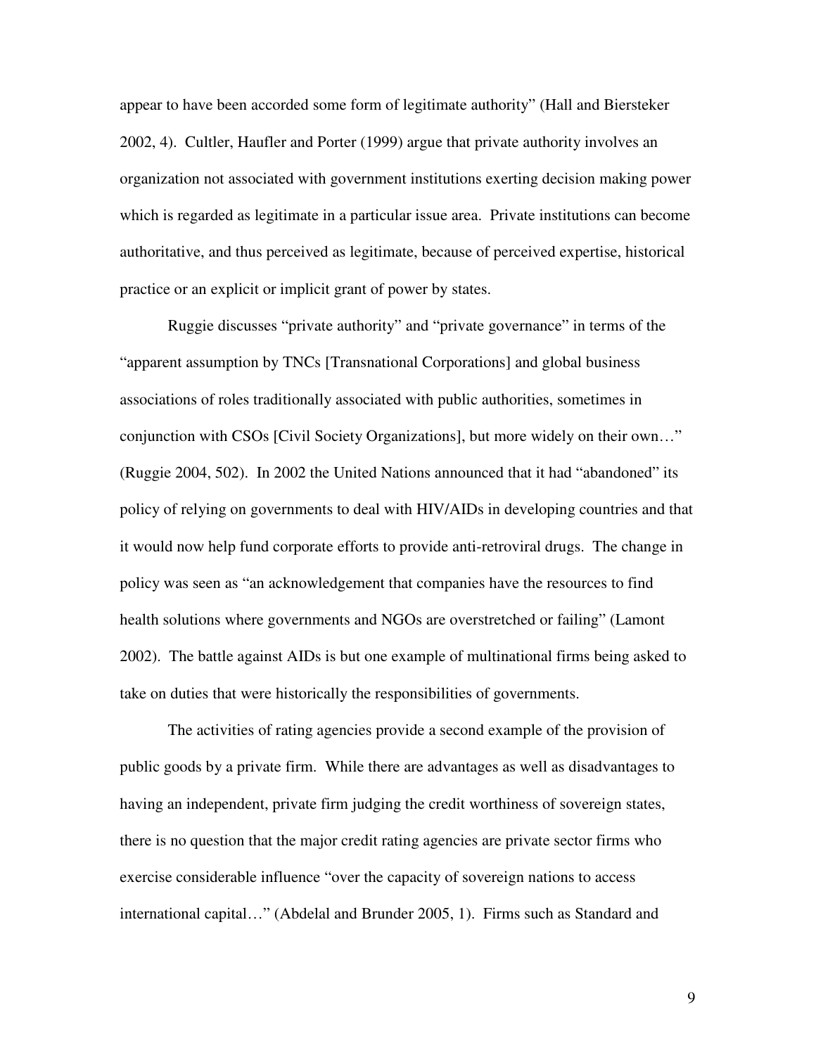appear to have been accorded some form of legitimate authority" (Hall and Biersteker 2002, 4). Cultler, Haufler and Porter (1999) argue that private authority involves an organization not associated with government institutions exerting decision making power which is regarded as legitimate in a particular issue area. Private institutions can become authoritative, and thus perceived as legitimate, because of perceived expertise, historical practice or an explicit or implicit grant of power by states.

Ruggie discusses "private authority" and "private governance" in terms of the "apparent assumption by TNCs [Transnational Corporations] and global business associations of roles traditionally associated with public authorities, sometimes in conjunction with CSOs [Civil Society Organizations], but more widely on their own…" (Ruggie 2004, 502). In 2002 the United Nations announced that it had "abandoned" its policy of relying on governments to deal with HIV/AIDs in developing countries and that it would now help fund corporate efforts to provide anti-retroviral drugs. The change in policy was seen as "an acknowledgement that companies have the resources to find health solutions where governments and NGOs are overstretched or failing" (Lamont 2002). The battle against AIDs is but one example of multinational firms being asked to take on duties that were historically the responsibilities of governments.

The activities of rating agencies provide a second example of the provision of public goods by a private firm. While there are advantages as well as disadvantages to having an independent, private firm judging the credit worthiness of sovereign states, there is no question that the major credit rating agencies are private sector firms who exercise considerable influence "over the capacity of sovereign nations to access international capital…" (Abdelal and Brunder 2005, 1). Firms such as Standard and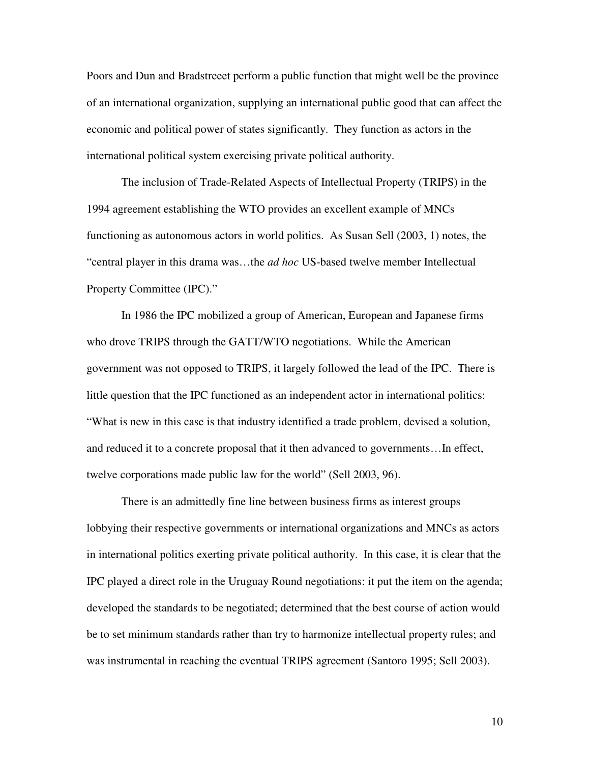Poors and Dun and Bradstreeet perform a public function that might well be the province of an international organization, supplying an international public good that can affect the economic and political power of states significantly. They function as actors in the international political system exercising private political authority.

The inclusion of Trade-Related Aspects of Intellectual Property (TRIPS) in the 1994 agreement establishing the WTO provides an excellent example of MNCs functioning as autonomous actors in world politics. As Susan Sell (2003, 1) notes, the "central player in this drama was…the *ad hoc* US-based twelve member Intellectual Property Committee (IPC)."

In 1986 the IPC mobilized a group of American, European and Japanese firms who drove TRIPS through the GATT/WTO negotiations. While the American government was not opposed to TRIPS, it largely followed the lead of the IPC. There is little question that the IPC functioned as an independent actor in international politics: "What is new in this case is that industry identified a trade problem, devised a solution, and reduced it to a concrete proposal that it then advanced to governments…In effect, twelve corporations made public law for the world" (Sell 2003, 96).

There is an admittedly fine line between business firms as interest groups lobbying their respective governments or international organizations and MNCs as actors in international politics exerting private political authority. In this case, it is clear that the IPC played a direct role in the Uruguay Round negotiations: it put the item on the agenda; developed the standards to be negotiated; determined that the best course of action would be to set minimum standards rather than try to harmonize intellectual property rules; and was instrumental in reaching the eventual TRIPS agreement (Santoro 1995; Sell 2003).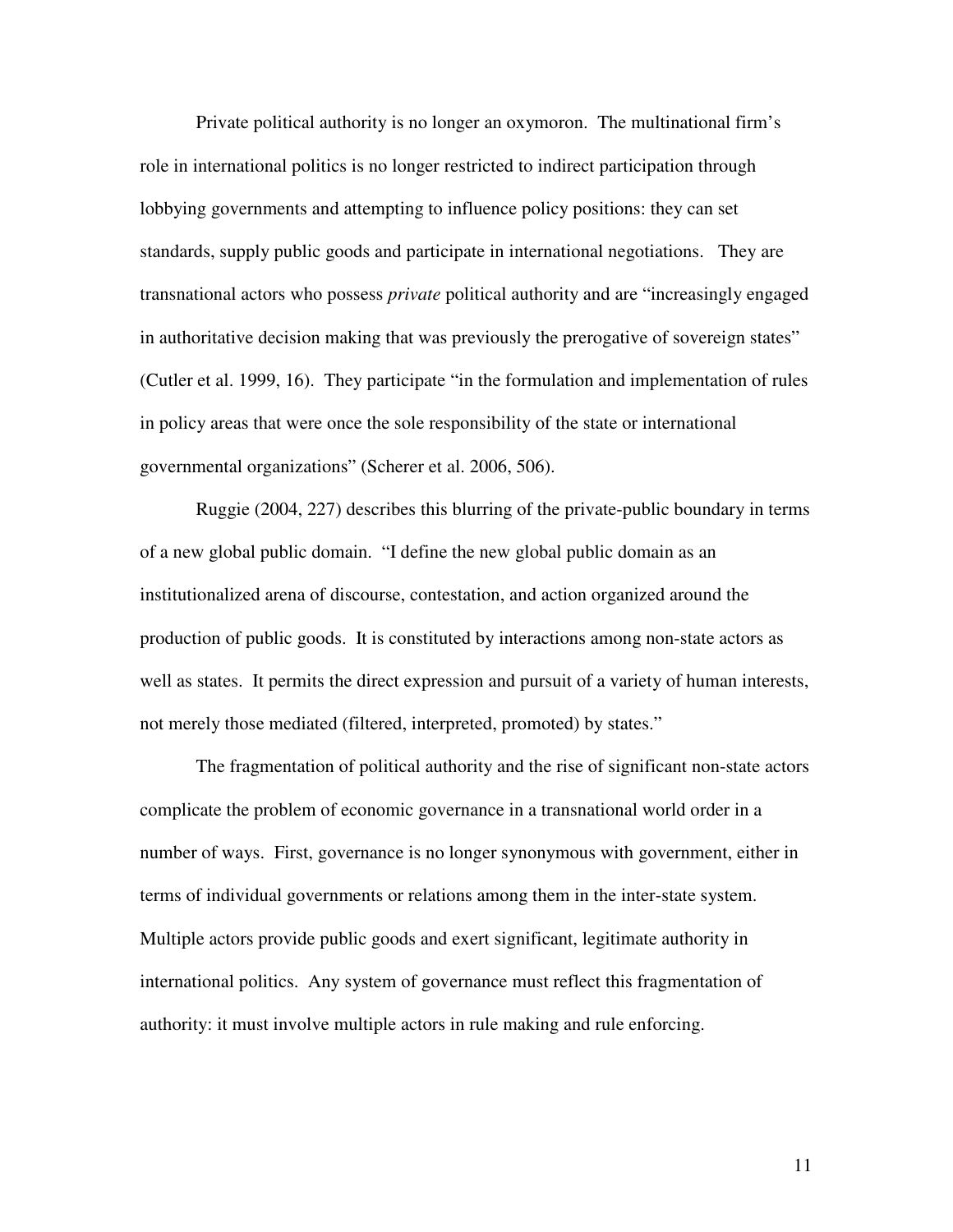Private political authority is no longer an oxymoron. The multinational firm's role in international politics is no longer restricted to indirect participation through lobbying governments and attempting to influence policy positions: they can set standards, supply public goods and participate in international negotiations. They are transnational actors who possess *private* political authority and are "increasingly engaged in authoritative decision making that was previously the prerogative of sovereign states" (Cutler et al. 1999, 16). They participate "in the formulation and implementation of rules in policy areas that were once the sole responsibility of the state or international governmental organizations" (Scherer et al. 2006, 506).

Ruggie (2004, 227) describes this blurring of the private-public boundary in terms of a new global public domain. "I define the new global public domain as an institutionalized arena of discourse, contestation, and action organized around the production of public goods. It is constituted by interactions among non-state actors as well as states. It permits the direct expression and pursuit of a variety of human interests, not merely those mediated (filtered, interpreted, promoted) by states."

The fragmentation of political authority and the rise of significant non-state actors complicate the problem of economic governance in a transnational world order in a number of ways. First, governance is no longer synonymous with government, either in terms of individual governments or relations among them in the inter-state system. Multiple actors provide public goods and exert significant, legitimate authority in international politics. Any system of governance must reflect this fragmentation of authority: it must involve multiple actors in rule making and rule enforcing.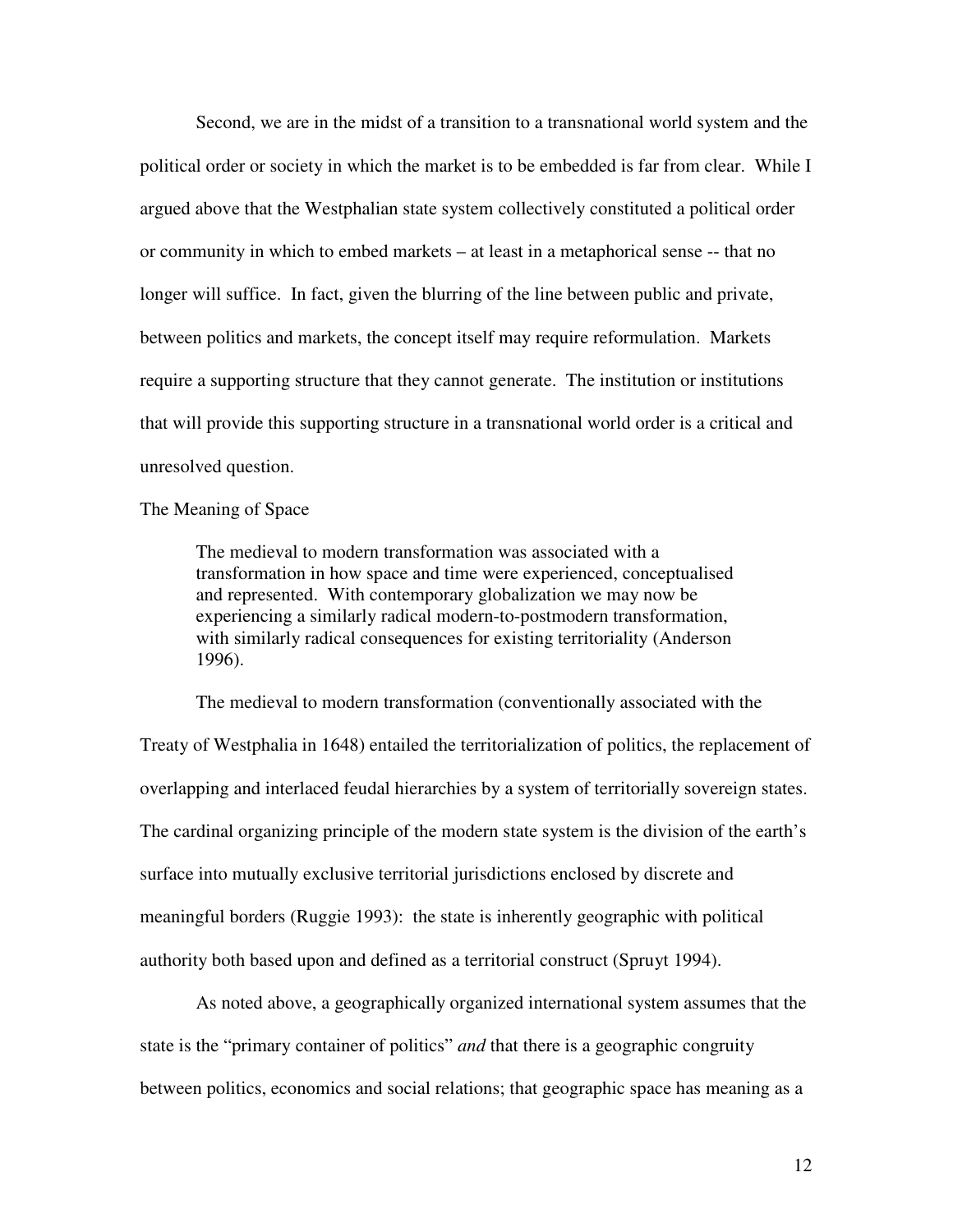Second, we are in the midst of a transition to a transnational world system and the political order or society in which the market is to be embedded is far from clear. While I argued above that the Westphalian state system collectively constituted a political order or community in which to embed markets – at least in a metaphorical sense -- that no longer will suffice. In fact, given the blurring of the line between public and private, between politics and markets, the concept itself may require reformulation. Markets require a supporting structure that they cannot generate. The institution or institutions that will provide this supporting structure in a transnational world order is a critical and unresolved question.

## The Meaning of Space

> The medieval to modern transformation was associated with a transformation in how space and time were experienced, conceptualised and represented. With contemporary globalization we may now be experiencing a similarly radical modern-to-postmodern transformation, with similarly radical consequences for existing territoriality (Anderson 1996).

The medieval to modern transformation (conventionally associated with the Treaty of Westphalia in 1648) entailed the territorialization of politics, the replacement of overlapping and interlaced feudal hierarchies by a system of territorially sovereign states. The cardinal organizing principle of the modern state system is the division of the earth's surface into mutually exclusive territorial jurisdictions enclosed by discrete and meaningful borders (Ruggie 1993): the state is inherently geographic with political authority both based upon and defined as a territorial construct (Spruyt 1994).

As noted above, a geographically organized international system assumes that the state is the "primary container of politics" *and* that there is a geographic congruity between politics, economics and social relations; that geographic space has meaning as a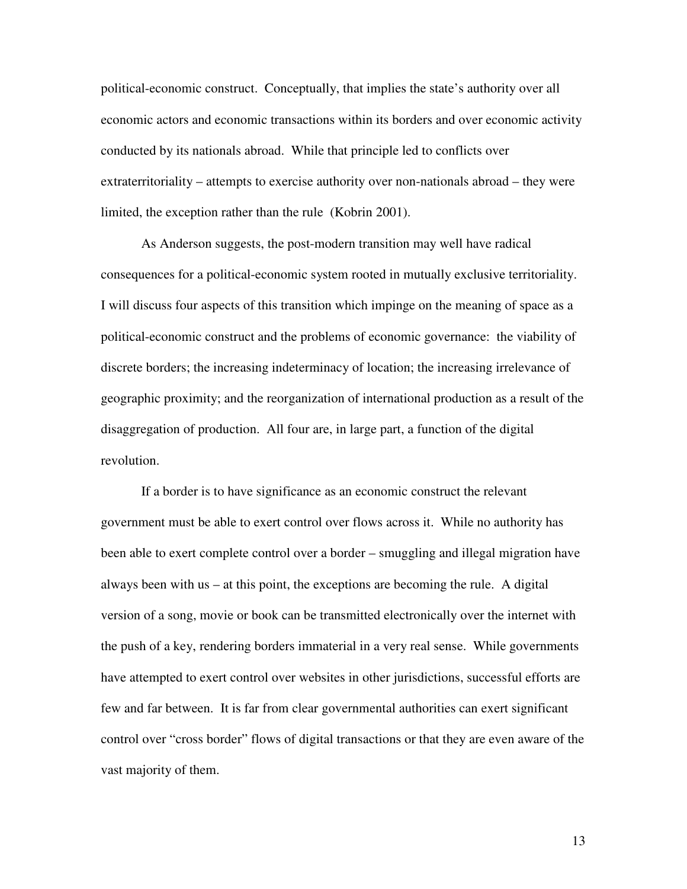political-economic construct. Conceptually, that implies the state's authority over all economic actors and economic transactions within its borders and over economic activity conducted by its nationals abroad. While that principle led to conflicts over extraterritoriality – attempts to exercise authority over non-nationals abroad – they were limited, the exception rather than the rule (Kobrin 2001).

As Anderson suggests, the post-modern transition may well have radical consequences for a political-economic system rooted in mutually exclusive territoriality. I will discuss four aspects of this transition which impinge on the meaning of space as a political-economic construct and the problems of economic governance: the viability of discrete borders; the increasing indeterminacy of location; the increasing irrelevance of geographic proximity; and the reorganization of international production as a result of the disaggregation of production. All four are, in large part, a function of the digital revolution.

If a border is to have significance as an economic construct the relevant government must be able to exert control over flows across it. While no authority has been able to exert complete control over a border – smuggling and illegal migration have always been with us – at this point, the exceptions are becoming the rule. A digital version of a song, movie or book can be transmitted electronically over the internet with the push of a key, rendering borders immaterial in a very real sense. While governments have attempted to exert control over websites in other jurisdictions, successful efforts are few and far between. It is far from clear governmental authorities can exert significant control over "cross border" flows of digital transactions or that they are even aware of the vast majority of them.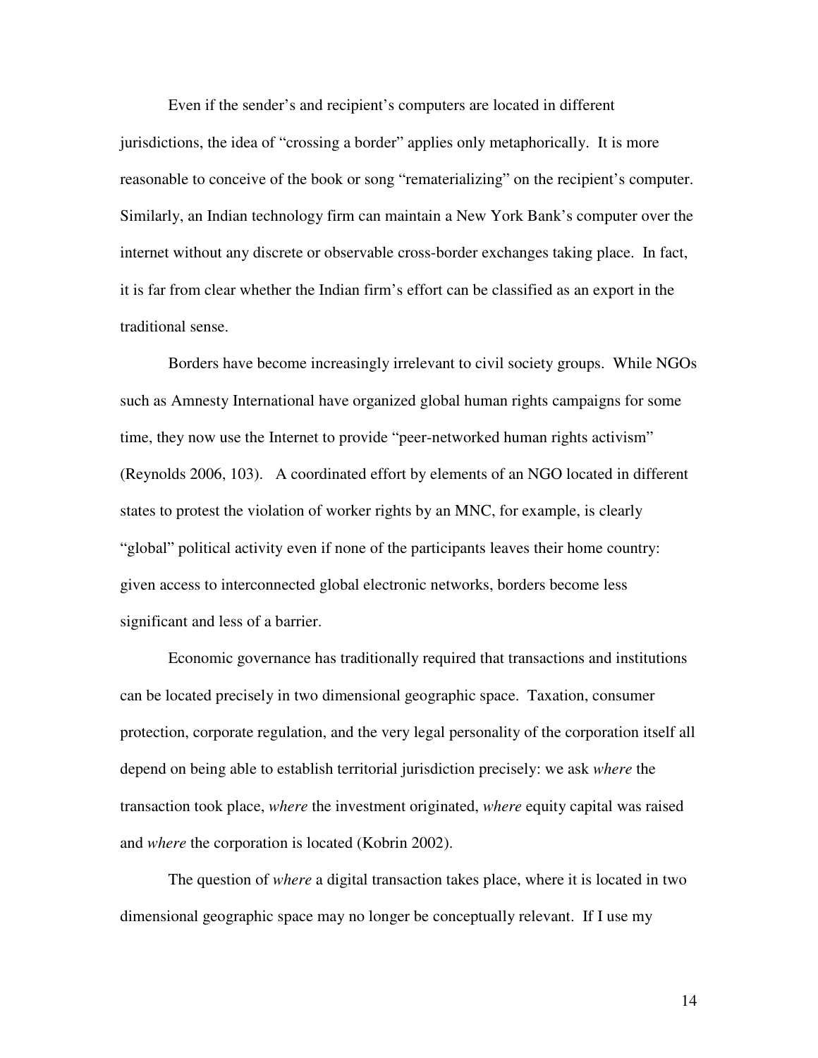Even if the sender's and recipient's computers are located in different jurisdictions, the idea of "crossing a border" applies only metaphorically. It is more reasonable to conceive of the book or song "rematerializing" on the recipient's computer. Similarly, an Indian technology firm can maintain a New York Bank's computer over the internet without any discrete or observable cross-border exchanges taking place. In fact, it is far from clear whether the Indian firm's effort can be classified as an export in the traditional sense.

Borders have become increasingly irrelevant to civil society groups. While NGOs such as Amnesty International have organized global human rights campaigns for some time, they now use the Internet to provide "peer-networked human rights activism" (Reynolds 2006, 103). A coordinated effort by elements of an NGO located in different states to protest the violation of worker rights by an MNC, for example, is clearly "global" political activity even if none of the participants leaves their home country: given access to interconnected global electronic networks, borders become less significant and less of a barrier.

Economic governance has traditionally required that transactions and institutions can be located precisely in two dimensional geographic space. Taxation, consumer protection, corporate regulation, and the very legal personality of the corporation itself all depend on being able to establish territorial jurisdiction precisely: we ask *where* the transaction took place, *where* the investment originated, *where* equity capital was raised and *where* the corporation is located (Kobrin 2002).

The question of *where* a digital transaction takes place, where it is located in two dimensional geographic space may no longer be conceptually relevant. If I use my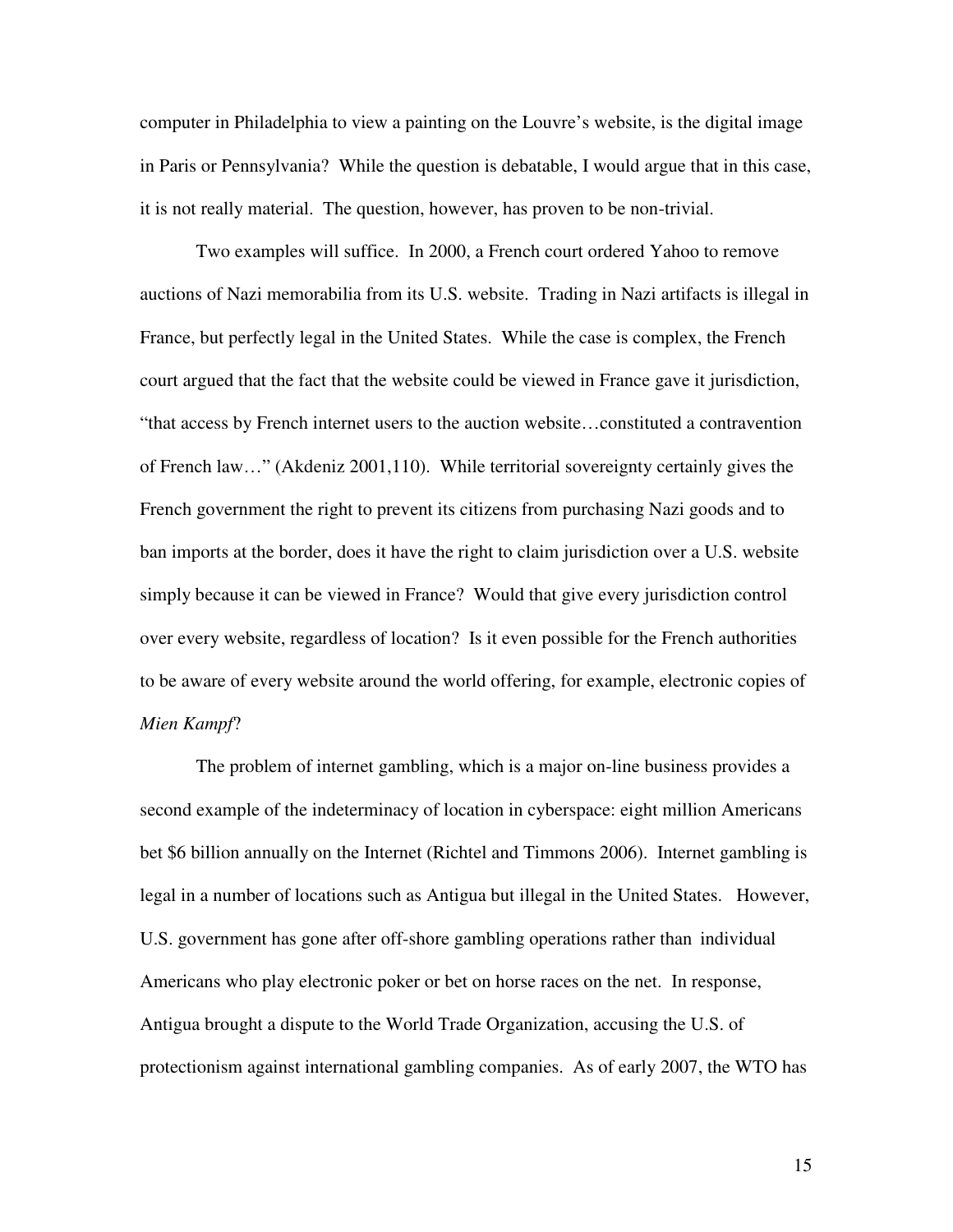computer in Philadelphia to view a painting on the Louvre's website, is the digital image in Paris or Pennsylvania? While the question is debatable, I would argue that in this case, it is not really material. The question, however, has proven to be non-trivial.

Two examples will suffice. In 2000, a French court ordered Yahoo to remove auctions of Nazi memorabilia from its U.S. website. Trading in Nazi artifacts is illegal in France, but perfectly legal in the United States. While the case is complex, the French court argued that the fact that the website could be viewed in France gave it jurisdiction, "that access by French internet users to the auction website…constituted a contravention of French law…" (Akdeniz 2001,110). While territorial sovereignty certainly gives the French government the right to prevent its citizens from purchasing Nazi goods and to ban imports at the border, does it have the right to claim jurisdiction over a U.S. website simply because it can be viewed in France? Would that give every jurisdiction control over every website, regardless of location? Is it even possible for the French authorities to be aware of every website around the world offering, for example, electronic copies of *Mien Kampf*?

The problem of internet gambling, which is a major on-line business provides a second example of the indeterminacy of location in cyberspace: eight million Americans bet $6 billion annually on the Internet (Richtel and Timmons 2006). Internet gambling is legal in a number of locations such as Antigua but illegal in the United States. However, U.S. government has gone after off-shore gambling operations rather than individual Americans who play electronic poker or bet on horse races on the net. In response, Antigua brought a dispute to the World Trade Organization, accusing the U.S. of protectionism against international gambling companies. As of early 2007, the WTO has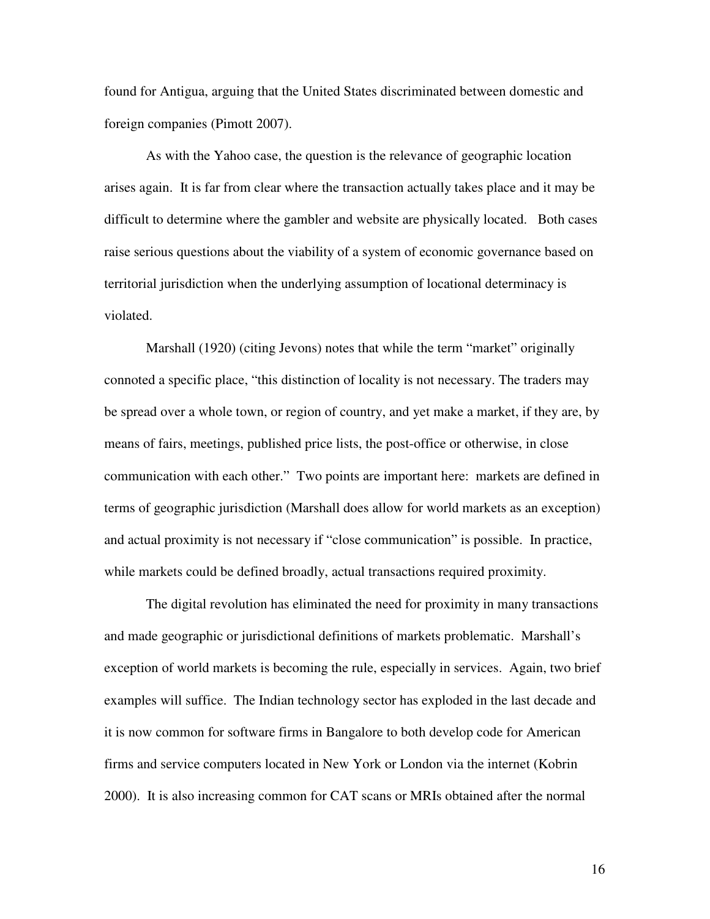found for Antigua, arguing that the United States discriminated between domestic and foreign companies (Pimott 2007).

As with the Yahoo case, the question is the relevance of geographic location arises again. It is far from clear where the transaction actually takes place and it may be difficult to determine where the gambler and website are physically located. Both cases raise serious questions about the viability of a system of economic governance based on territorial jurisdiction when the underlying assumption of locational determinacy is violated.

Marshall (1920) (citing Jevons) notes that while the term "market" originally connoted a specific place, "this distinction of locality is not necessary. The traders may be spread over a whole town, or region of country, and yet make a market, if they are, by means of fairs, meetings, published price lists, the post-office or otherwise, in close communication with each other." Two points are important here: markets are defined in terms of geographic jurisdiction (Marshall does allow for world markets as an exception) and actual proximity is not necessary if "close communication" is possible. In practice, while markets could be defined broadly, actual transactions required proximity.

The digital revolution has eliminated the need for proximity in many transactions and made geographic or jurisdictional definitions of markets problematic. Marshall's exception of world markets is becoming the rule, especially in services. Again, two brief examples will suffice. The Indian technology sector has exploded in the last decade and it is now common for software firms in Bangalore to both develop code for American firms and service computers located in New York or London via the internet (Kobrin 2000). It is also increasing common for CAT scans or MRIs obtained after the normal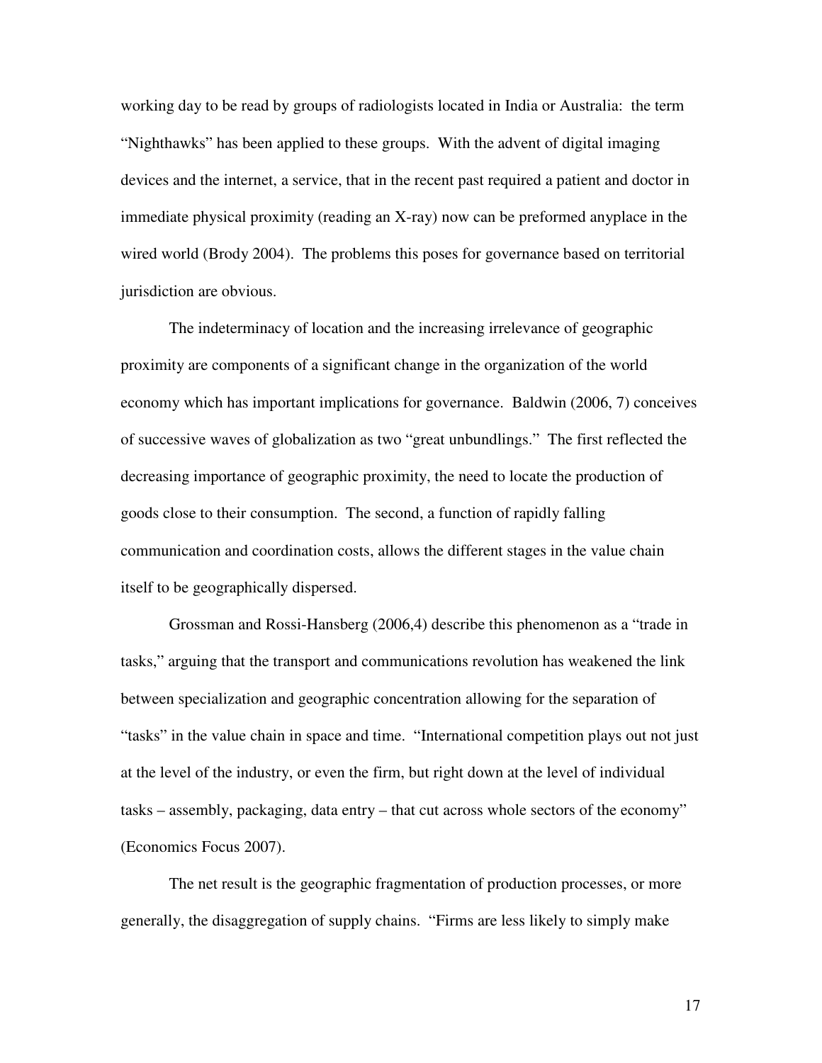working day to be read by groups of radiologists located in India or Australia: the term "Nighthawks" has been applied to these groups. With the advent of digital imaging devices and the internet, a service, that in the recent past required a patient and doctor in immediate physical proximity (reading an X-ray) now can be preformed anyplace in the wired world (Brody 2004). The problems this poses for governance based on territorial jurisdiction are obvious.

The indeterminacy of location and the increasing irrelevance of geographic proximity are components of a significant change in the organization of the world economy which has important implications for governance. Baldwin (2006, 7) conceives of successive waves of globalization as two "great unbundlings." The first reflected the decreasing importance of geographic proximity, the need to locate the production of goods close to their consumption. The second, a function of rapidly falling communication and coordination costs, allows the different stages in the value chain itself to be geographically dispersed.

Grossman and Rossi-Hansberg (2006,4) describe this phenomenon as a "trade in tasks," arguing that the transport and communications revolution has weakened the link between specialization and geographic concentration allowing for the separation of "tasks" in the value chain in space and time. "International competition plays out not just at the level of the industry, or even the firm, but right down at the level of individual tasks – assembly, packaging, data entry – that cut across whole sectors of the economy" (Economics Focus 2007).

The net result is the geographic fragmentation of production processes, or more generally, the disaggregation of supply chains. "Firms are less likely to simply make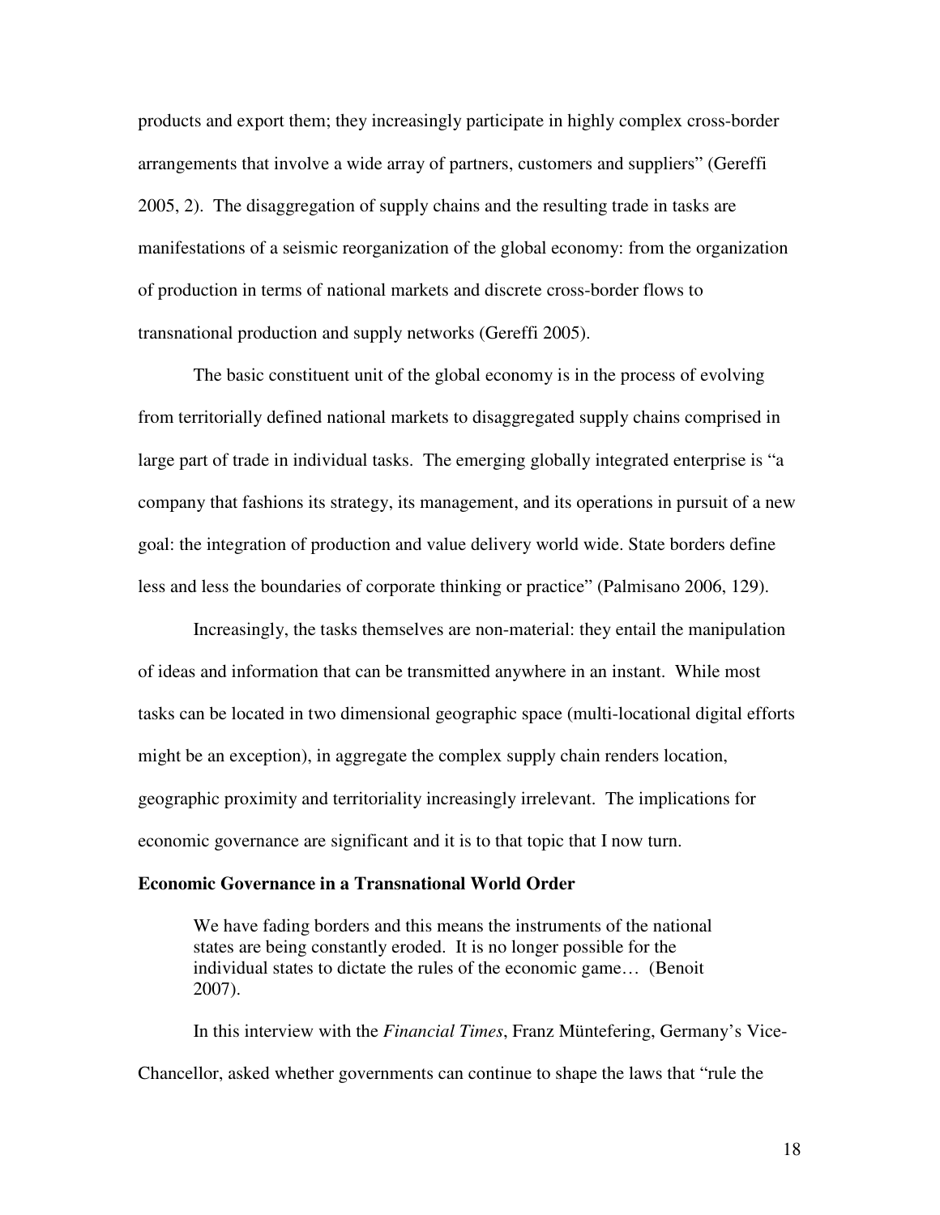products and export them; they increasingly participate in highly complex cross-border arrangements that involve a wide array of partners, customers and suppliers" (Gereffi 2005, 2). The disaggregation of supply chains and the resulting trade in tasks are manifestations of a seismic reorganization of the global economy: from the organization of production in terms of national markets and discrete cross-border flows to transnational production and supply networks (Gereffi 2005).

The basic constituent unit of the global economy is in the process of evolving from territorially defined national markets to disaggregated supply chains comprised in large part of trade in individual tasks. The emerging globally integrated enterprise is "a company that fashions its strategy, its management, and its operations in pursuit of a new goal: the integration of production and value delivery world wide. State borders define less and less the boundaries of corporate thinking or practice" (Palmisano 2006, 129).

Increasingly, the tasks themselves are non-material: they entail the manipulation of ideas and information that can be transmitted anywhere in an instant. While most tasks can be located in two dimensional geographic space (multi-locational digital efforts might be an exception), in aggregate the complex supply chain renders location, geographic proximity and territoriality increasingly irrelevant. The implications for economic governance are significant and it is to that topic that I now turn.

**Economic Governance in a Transnational World Order**

> We have fading borders and this means the instruments of the national states are being constantly eroded. It is no longer possible for the individual states to dictate the rules of the economic game… (Benoit 2007).

In this interview with the *Financial Times*, Franz Müntefering, Germany's Vice-Chancellor, asked whether governments can continue to shape the laws that "rule the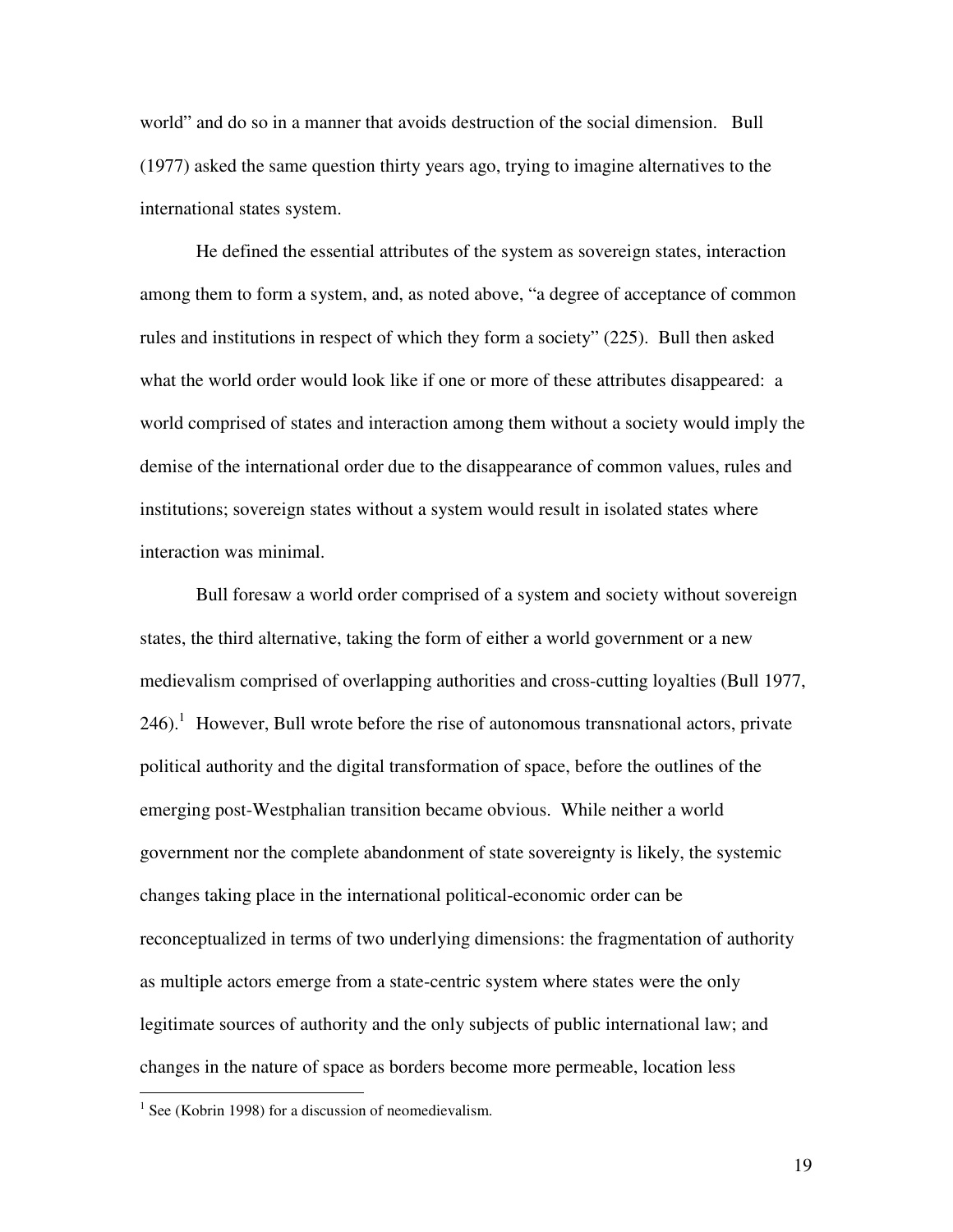world" and do so in a manner that avoids destruction of the social dimension. Bull (1977) asked the same question thirty years ago, trying to imagine alternatives to the international states system.

He defined the essential attributes of the system as sovereign states, interaction among them to form a system, and, as noted above, "a degree of acceptance of common rules and institutions in respect of which they form a society" (225). Bull then asked what the world order would look like if one or more of these attributes disappeared: a world comprised of states and interaction among them without a society would imply the demise of the international order due to the disappearance of common values, rules and institutions; sovereign states without a system would result in isolated states where interaction was minimal.

Bull foresaw a world order comprised of a system and society without sovereign states, the third alternative, taking the form of either a world government or a new medievalism comprised of overlapping authorities and cross-cutting loyalties (Bull 1977, 246).[1] However, Bull wrote before the rise of autonomous transnational actors, private political authority and the digital transformation of space, before the outlines of the emerging post-Westphalian transition became obvious. While neither a world government nor the complete abandonment of state sovereignty is likely, the systemic changes taking place in the international political-economic order can be reconceptualized in terms of two underlying dimensions: the fragmentation of authority as multiple actors emerge from a state-centric system where states were the only legitimate sources of authority and the only subjects of public international law; and changes in the nature of space as borders become more permeable, location less

[1] See (Kobrin 1998) for a discussion of neomedievalism.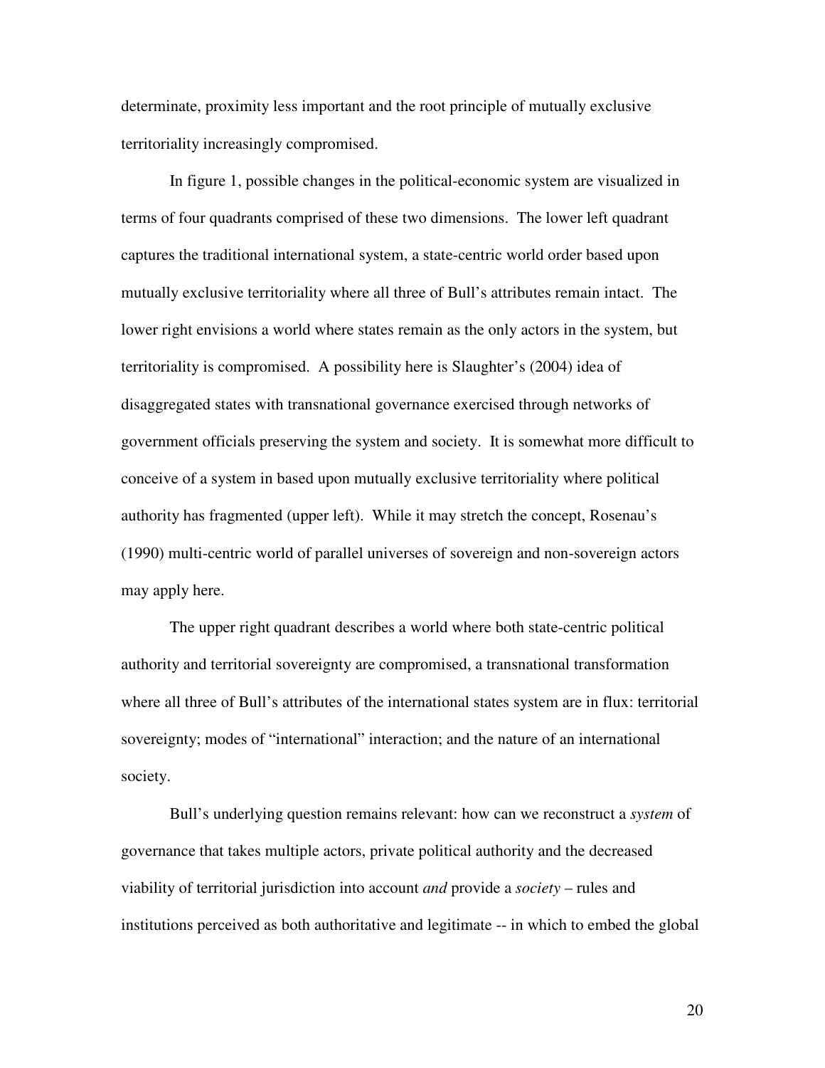determinate, proximity less important and the root principle of mutually exclusive territoriality increasingly compromised.

In figure 1, possible changes in the political-economic system are visualized in terms of four quadrants comprised of these two dimensions. The lower left quadrant captures the traditional international system, a state-centric world order based upon mutually exclusive territoriality where all three of Bull's attributes remain intact. The lower right envisions a world where states remain as the only actors in the system, but territoriality is compromised. A possibility here is Slaughter's (2004) idea of disaggregated states with transnational governance exercised through networks of government officials preserving the system and society. It is somewhat more difficult to conceive of a system in based upon mutually exclusive territoriality where political authority has fragmented (upper left). While it may stretch the concept, Rosenau's (1990) multi-centric world of parallel universes of sovereign and non-sovereign actors may apply here.

The upper right quadrant describes a world where both state-centric political authority and territorial sovereignty are compromised, a transnational transformation where all three of Bull's attributes of the international states system are in flux: territorial sovereignty; modes of "international" interaction; and the nature of an international society.

Bull's underlying question remains relevant: how can we reconstruct a *system* of governance that takes multiple actors, private political authority and the decreased viability of territorial jurisdiction into account *and* provide a *society* – rules and institutions perceived as both authoritative and legitimate -- in which to embed the global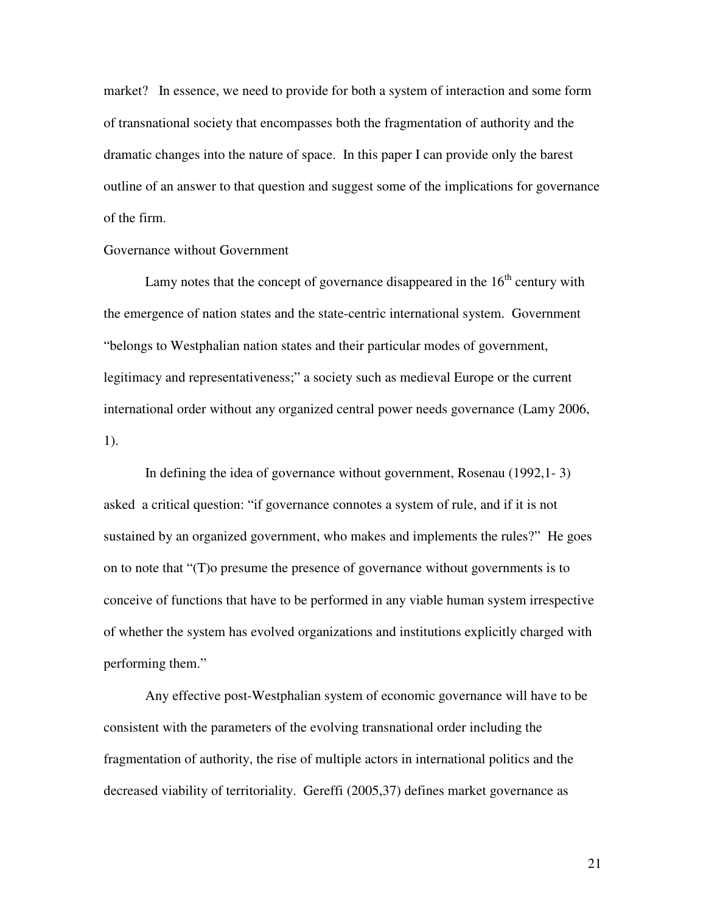market? In essence, we need to provide for both a system of interaction and some form of transnational society that encompasses both the fragmentation of authority and the dramatic changes into the nature of space. In this paper I can provide only the barest outline of an answer to that question and suggest some of the implications for governance of the firm.

## Governance without Government

Lamy notes that the concept of governance disappeared in the 16th century with the emergence of nation states and the state-centric international system. Government "belongs to Westphalian nation states and their particular modes of government, legitimacy and representativeness;" a society such as medieval Europe or the current international order without any organized central power needs governance (Lamy 2006, 1).

In defining the idea of governance without government, Rosenau (1992,1- 3) asked a critical question: "if governance connotes a system of rule, and if it is not sustained by an organized government, who makes and implements the rules?" He goes on to note that "(T)o presume the presence of governance without governments is to conceive of functions that have to be performed in any viable human system irrespective of whether the system has evolved organizations and institutions explicitly charged with performing them."

Any effective post-Westphalian system of economic governance will have to be consistent with the parameters of the evolving transnational order including the fragmentation of authority, the rise of multiple actors in international politics and the decreased viability of territoriality. Gereffi (2005,37) defines market governance as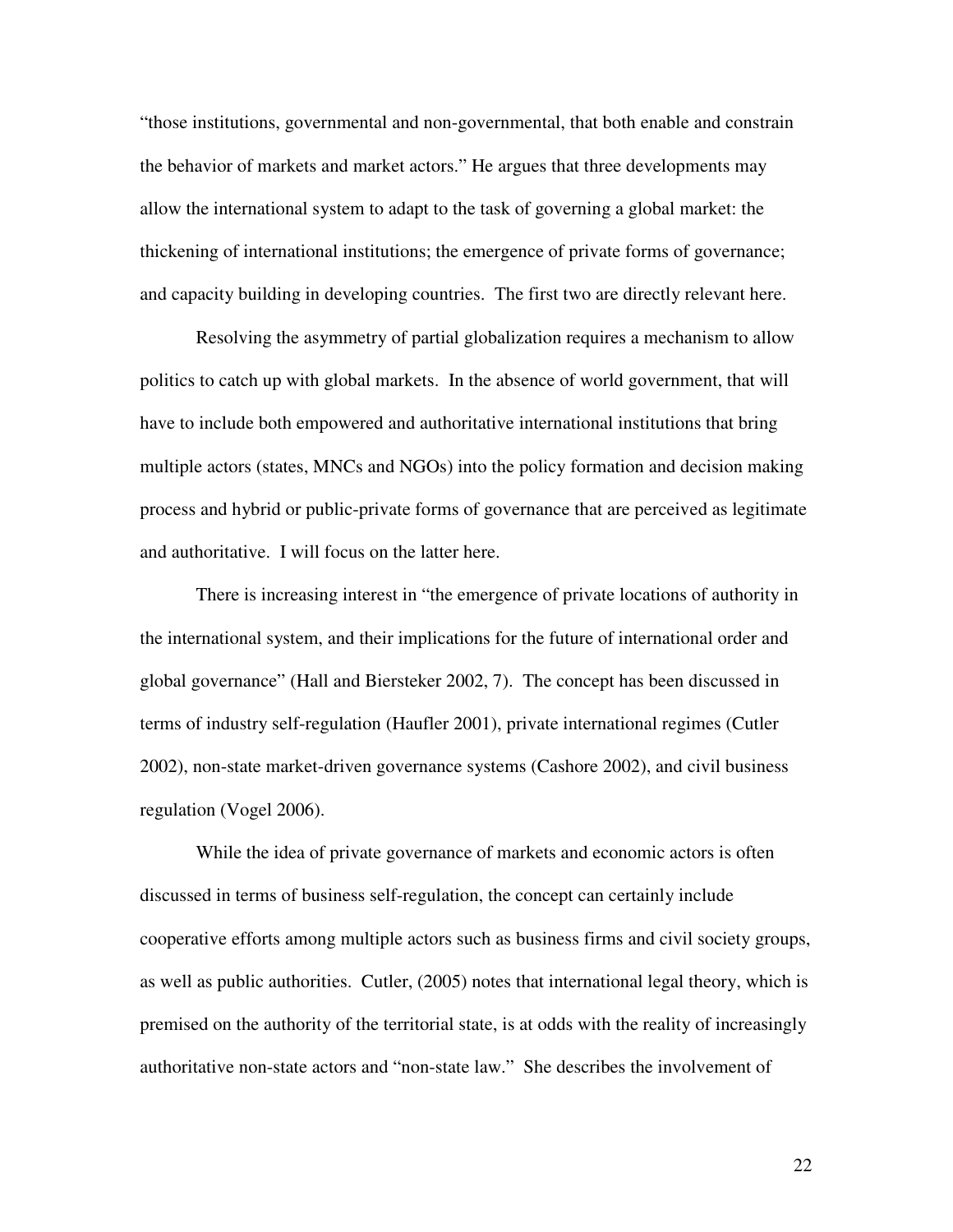"those institutions, governmental and non-governmental, that both enable and constrain the behavior of markets and market actors." He argues that three developments may allow the international system to adapt to the task of governing a global market: the thickening of international institutions; the emergence of private forms of governance; and capacity building in developing countries. The first two are directly relevant here.

Resolving the asymmetry of partial globalization requires a mechanism to allow politics to catch up with global markets. In the absence of world government, that will have to include both empowered and authoritative international institutions that bring multiple actors (states, MNCs and NGOs) into the policy formation and decision making process and hybrid or public-private forms of governance that are perceived as legitimate and authoritative. I will focus on the latter here.

There is increasing interest in "the emergence of private locations of authority in the international system, and their implications for the future of international order and global governance" (Hall and Biersteker 2002, 7). The concept has been discussed in terms of industry self-regulation (Haufler 2001), private international regimes (Cutler 2002), non-state market-driven governance systems (Cashore 2002), and civil business regulation (Vogel 2006).

While the idea of private governance of markets and economic actors is often discussed in terms of business self-regulation, the concept can certainly include cooperative efforts among multiple actors such as business firms and civil society groups, as well as public authorities. Cutler, (2005) notes that international legal theory, which is premised on the authority of the territorial state, is at odds with the reality of increasingly authoritative non-state actors and "non-state law." She describes the involvement of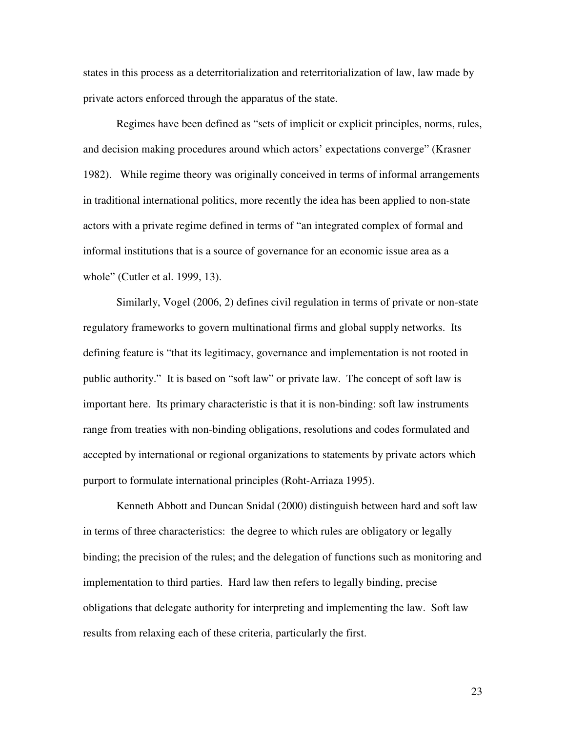states in this process as a deterritorialization and reterritorialization of law, law made by private actors enforced through the apparatus of the state.

Regimes have been defined as "sets of implicit or explicit principles, norms, rules, and decision making procedures around which actors' expectations converge" (Krasner 1982). While regime theory was originally conceived in terms of informal arrangements in traditional international politics, more recently the idea has been applied to non-state actors with a private regime defined in terms of "an integrated complex of formal and informal institutions that is a source of governance for an economic issue area as a whole" (Cutler et al. 1999, 13).

Similarly, Vogel (2006, 2) defines civil regulation in terms of private or non-state regulatory frameworks to govern multinational firms and global supply networks. Its defining feature is "that its legitimacy, governance and implementation is not rooted in public authority." It is based on "soft law" or private law. The concept of soft law is important here. Its primary characteristic is that it is non-binding: soft law instruments range from treaties with non-binding obligations, resolutions and codes formulated and accepted by international or regional organizations to statements by private actors which purport to formulate international principles (Roht-Arriaza 1995).

Kenneth Abbott and Duncan Snidal (2000) distinguish between hard and soft law in terms of three characteristics: the degree to which rules are obligatory or legally binding; the precision of the rules; and the delegation of functions such as monitoring and implementation to third parties. Hard law then refers to legally binding, precise obligations that delegate authority for interpreting and implementing the law. Soft law results from relaxing each of these criteria, particularly the first.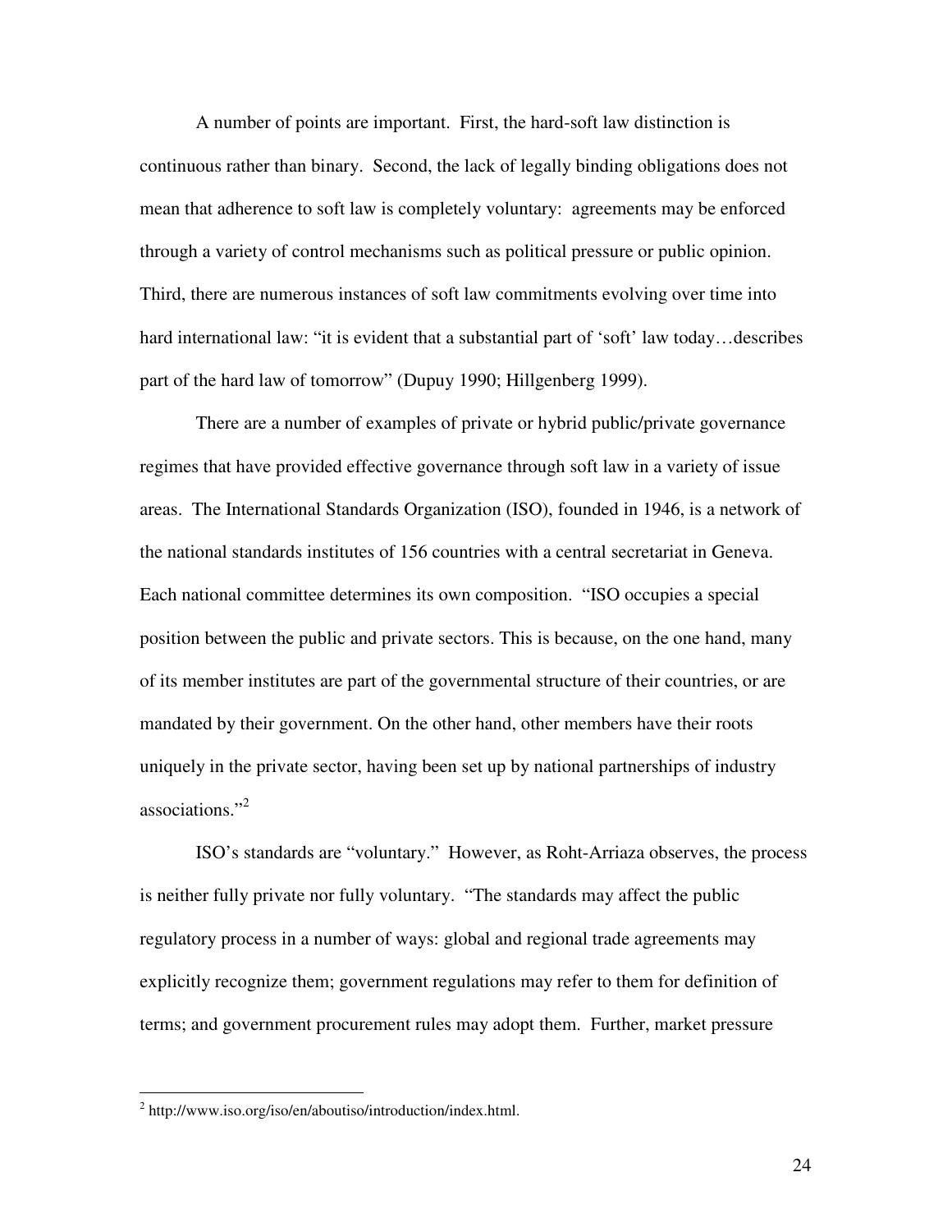A number of points are important. First, the hard-soft law distinction is continuous rather than binary. Second, the lack of legally binding obligations does not mean that adherence to soft law is completely voluntary: agreements may be enforced through a variety of control mechanisms such as political pressure or public opinion. Third, there are numerous instances of soft law commitments evolving over time into hard international law: "it is evident that a substantial part of 'soft' law today…describes part of the hard law of tomorrow" (Dupuy 1990; Hillgenberg 1999).

There are a number of examples of private or hybrid public/private governance regimes that have provided effective governance through soft law in a variety of issue areas. The International Standards Organization (ISO), founded in 1946, is a network of the national standards institutes of 156 countries with a central secretariat in Geneva. Each national committee determines its own composition. "ISO occupies a special position between the public and private sectors. This is because, on the one hand, many of its member institutes are part of the governmental structure of their countries, or are mandated by their government. On the other hand, other members have their roots uniquely in the private sector, having been set up by national partnerships of industry associations."[2]

ISO's standards are "voluntary." However, as Roht-Arriaza observes, the process is neither fully private nor fully voluntary. "The standards may affect the public regulatory process in a number of ways: global and regional trade agreements may explicitly recognize them; government regulations may refer to them for definition of terms; and government procurement rules may adopt them. Further, market pressure

---

[2] http://www.iso.org/iso/en/aboutiso/introduction/index.html.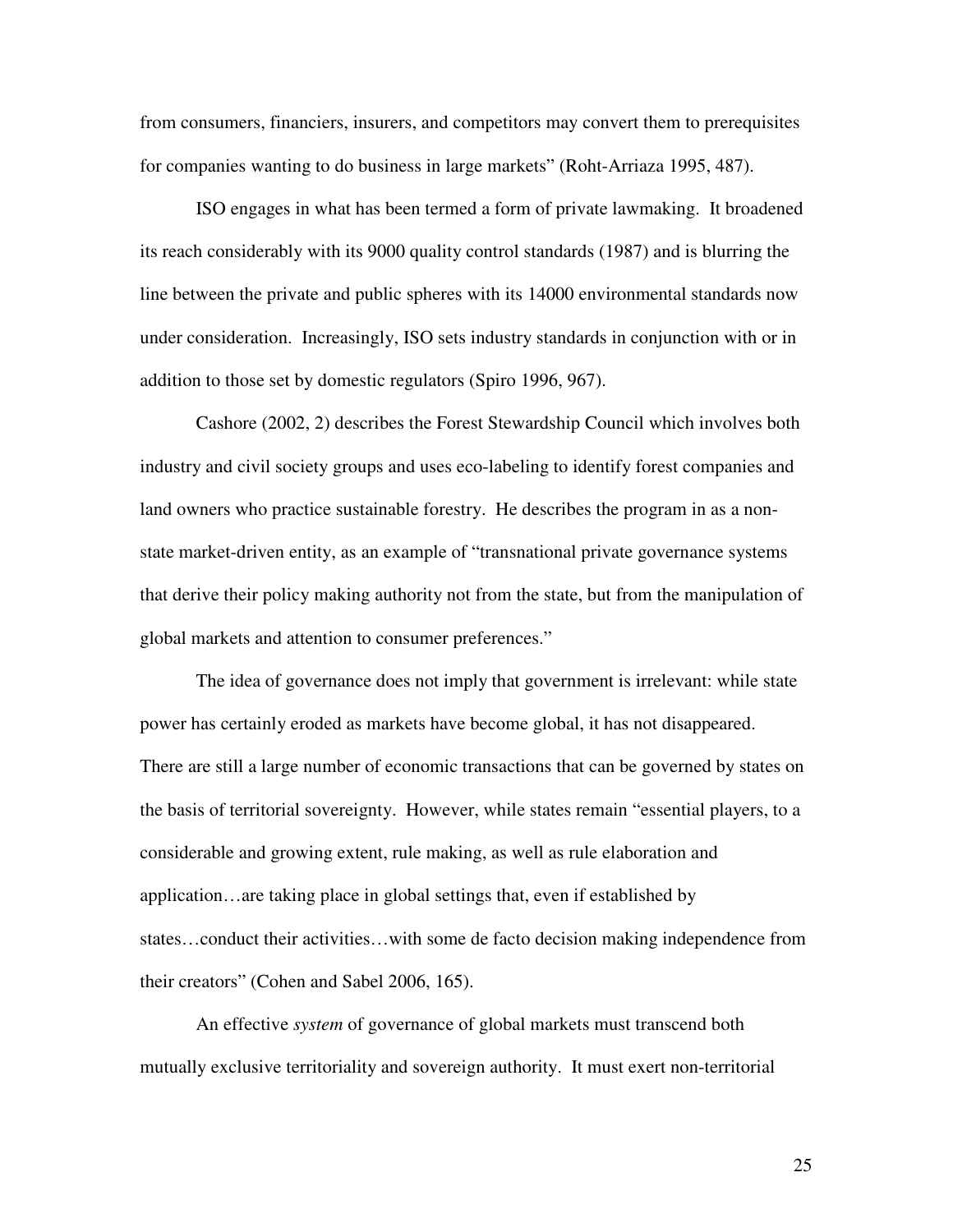from consumers, financiers, insurers, and competitors may convert them to prerequisites for companies wanting to do business in large markets" (Roht-Arriaza 1995, 487).

ISO engages in what has been termed a form of private lawmaking. It broadened its reach considerably with its 9000 quality control standards (1987) and is blurring the line between the private and public spheres with its 14000 environmental standards now under consideration. Increasingly, ISO sets industry standards in conjunction with or in addition to those set by domestic regulators (Spiro 1996, 967).

Cashore (2002, 2) describes the Forest Stewardship Council which involves both industry and civil society groups and uses eco-labeling to identify forest companies and land owners who practice sustainable forestry. He describes the program in as a non-state market-driven entity, as an example of "transnational private governance systems that derive their policy making authority not from the state, but from the manipulation of global markets and attention to consumer preferences."

The idea of governance does not imply that government is irrelevant: while state power has certainly eroded as markets have become global, it has not disappeared. There are still a large number of economic transactions that can be governed by states on the basis of territorial sovereignty. However, while states remain "essential players, to a considerable and growing extent, rule making, as well as rule elaboration and application…are taking place in global settings that, even if established by states…conduct their activities…with some de facto decision making independence from their creators" (Cohen and Sabel 2006, 165).

An effective *system* of governance of global markets must transcend both mutually exclusive territoriality and sovereign authority. It must exert non-territorial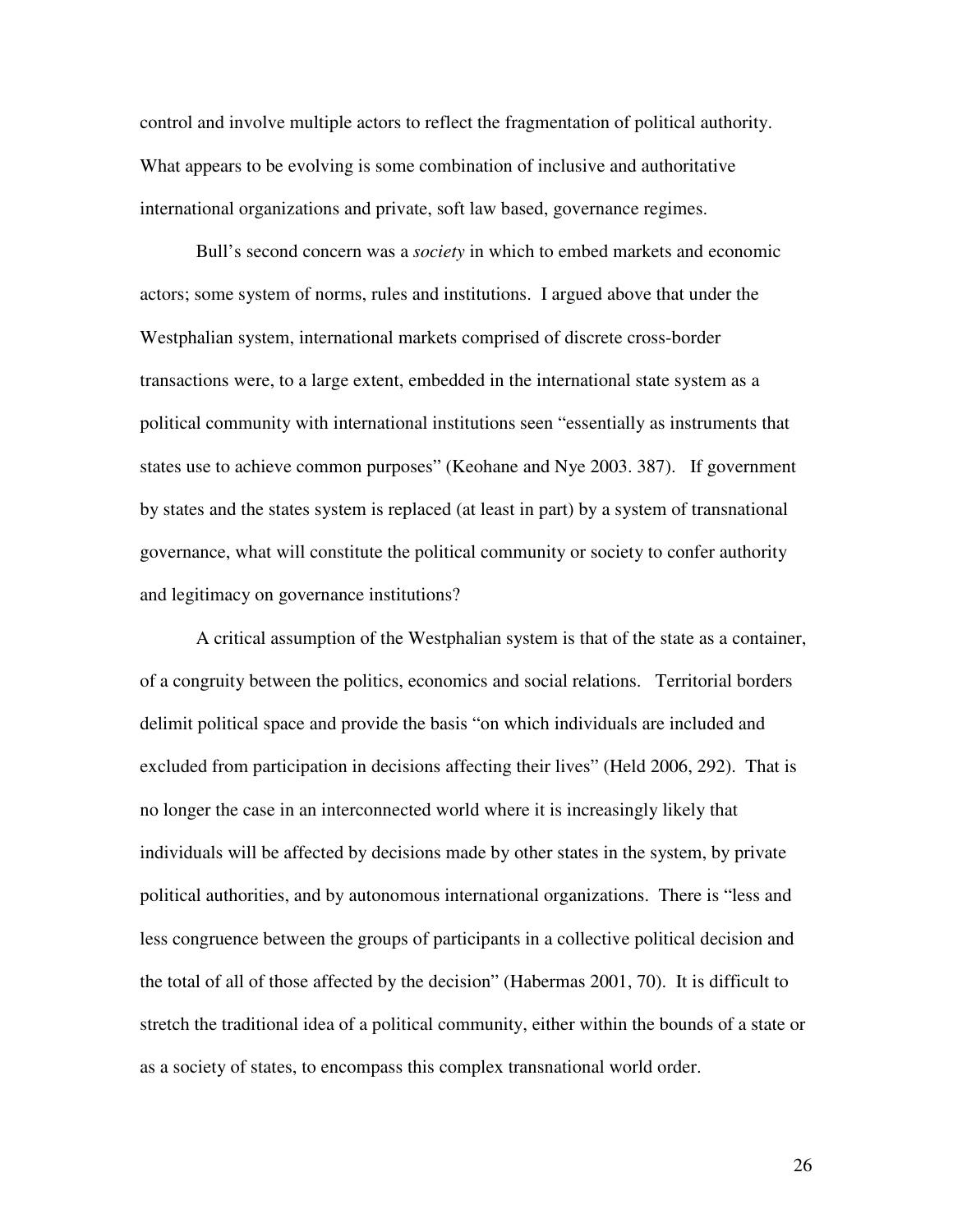control and involve multiple actors to reflect the fragmentation of political authority. What appears to be evolving is some combination of inclusive and authoritative international organizations and private, soft law based, governance regimes.

Bull's second concern was a *society* in which to embed markets and economic actors; some system of norms, rules and institutions. I argued above that under the Westphalian system, international markets comprised of discrete cross-border transactions were, to a large extent, embedded in the international state system as a political community with international institutions seen "essentially as instruments that states use to achieve common purposes" (Keohane and Nye 2003. 387). If government by states and the states system is replaced (at least in part) by a system of transnational governance, what will constitute the political community or society to confer authority and legitimacy on governance institutions?

A critical assumption of the Westphalian system is that of the state as a container, of a congruity between the politics, economics and social relations. Territorial borders delimit political space and provide the basis "on which individuals are included and excluded from participation in decisions affecting their lives" (Held 2006, 292). That is no longer the case in an interconnected world where it is increasingly likely that individuals will be affected by decisions made by other states in the system, by private political authorities, and by autonomous international organizations. There is "less and less congruence between the groups of participants in a collective political decision and the total of all of those affected by the decision" (Habermas 2001, 70). It is difficult to stretch the traditional idea of a political community, either within the bounds of a state or as a society of states, to encompass this complex transnational world order.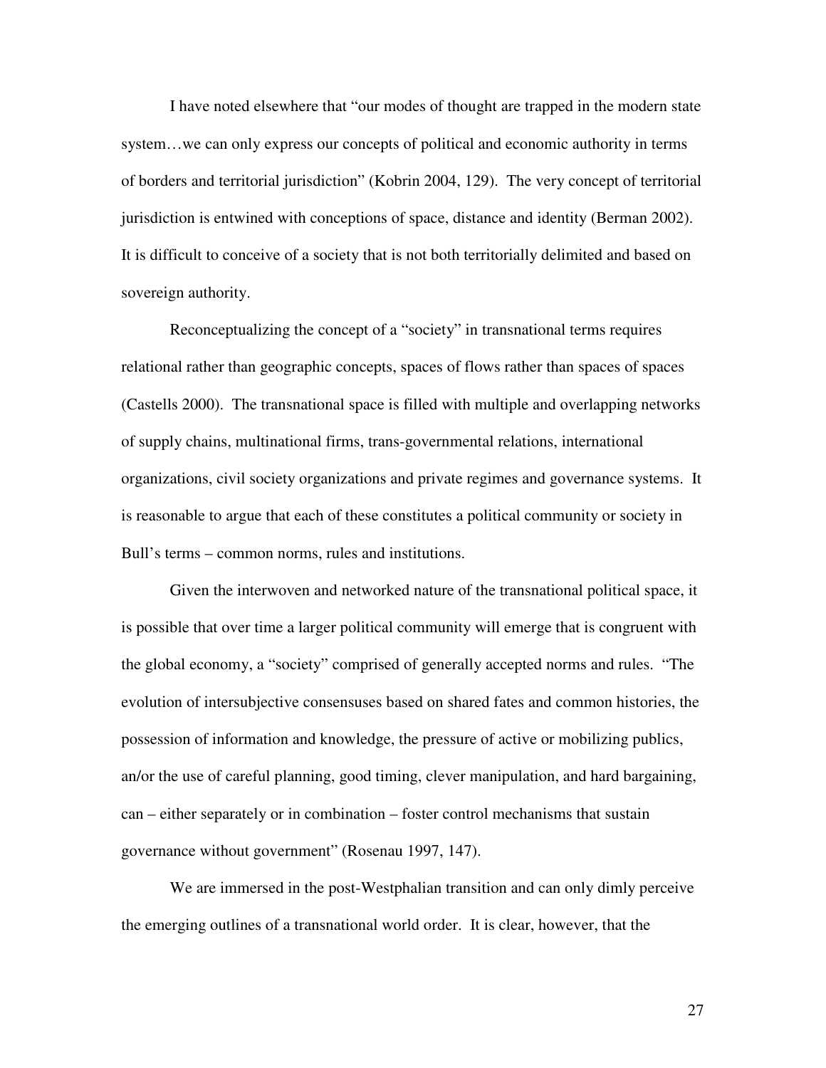I have noted elsewhere that "our modes of thought are trapped in the modern state system…we can only express our concepts of political and economic authority in terms of borders and territorial jurisdiction" (Kobrin 2004, 129). The very concept of territorial jurisdiction is entwined with conceptions of space, distance and identity (Berman 2002). It is difficult to conceive of a society that is not both territorially delimited and based on sovereign authority.

Reconceptualizing the concept of a "society" in transnational terms requires relational rather than geographic concepts, spaces of flows rather than spaces of spaces (Castells 2000). The transnational space is filled with multiple and overlapping networks of supply chains, multinational firms, trans-governmental relations, international organizations, civil society organizations and private regimes and governance systems. It is reasonable to argue that each of these constitutes a political community or society in Bull's terms – common norms, rules and institutions.

Given the interwoven and networked nature of the transnational political space, it is possible that over time a larger political community will emerge that is congruent with the global economy, a "society" comprised of generally accepted norms and rules. "The evolution of intersubjective consensuses based on shared fates and common histories, the possession of information and knowledge, the pressure of active or mobilizing publics, an/or the use of careful planning, good timing, clever manipulation, and hard bargaining, can – either separately or in combination – foster control mechanisms that sustain governance without government" (Rosenau 1997, 147).

We are immersed in the post-Westphalian transition and can only dimly perceive the emerging outlines of a transnational world order. It is clear, however, that the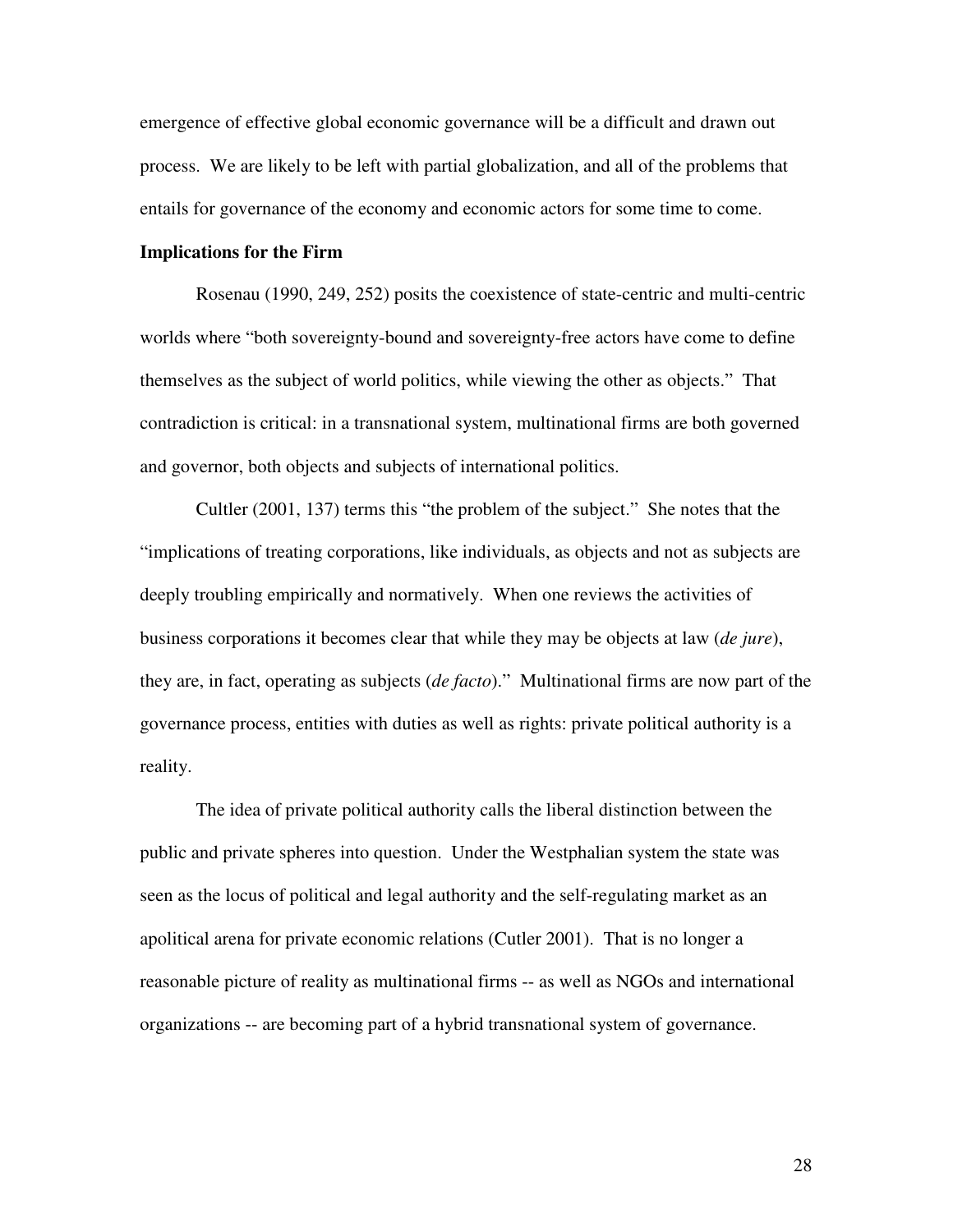emergence of effective global economic governance will be a difficult and drawn out process. We are likely to be left with partial globalization, and all of the problems that entails for governance of the economy and economic actors for some time to come.

**Implications for the Firm**

Rosenau (1990, 249, 252) posits the coexistence of state-centric and multi-centric worlds where "both sovereignty-bound and sovereignty-free actors have come to define themselves as the subject of world politics, while viewing the other as objects." That contradiction is critical: in a transnational system, multinational firms are both governed and governor, both objects and subjects of international politics.

Cultler (2001, 137) terms this "the problem of the subject." She notes that the "implications of treating corporations, like individuals, as objects and not as subjects are deeply troubling empirically and normatively. When one reviews the activities of business corporations it becomes clear that while they may be objects at law (*de jure*), they are, in fact, operating as subjects (*de facto*)." Multinational firms are now part of the governance process, entities with duties as well as rights: private political authority is a reality.

The idea of private political authority calls the liberal distinction between the public and private spheres into question. Under the Westphalian system the state was seen as the locus of political and legal authority and the self-regulating market as an apolitical arena for private economic relations (Cutler 2001). That is no longer a reasonable picture of reality as multinational firms -- as well as NGOs and international organizations -- are becoming part of a hybrid transnational system of governance.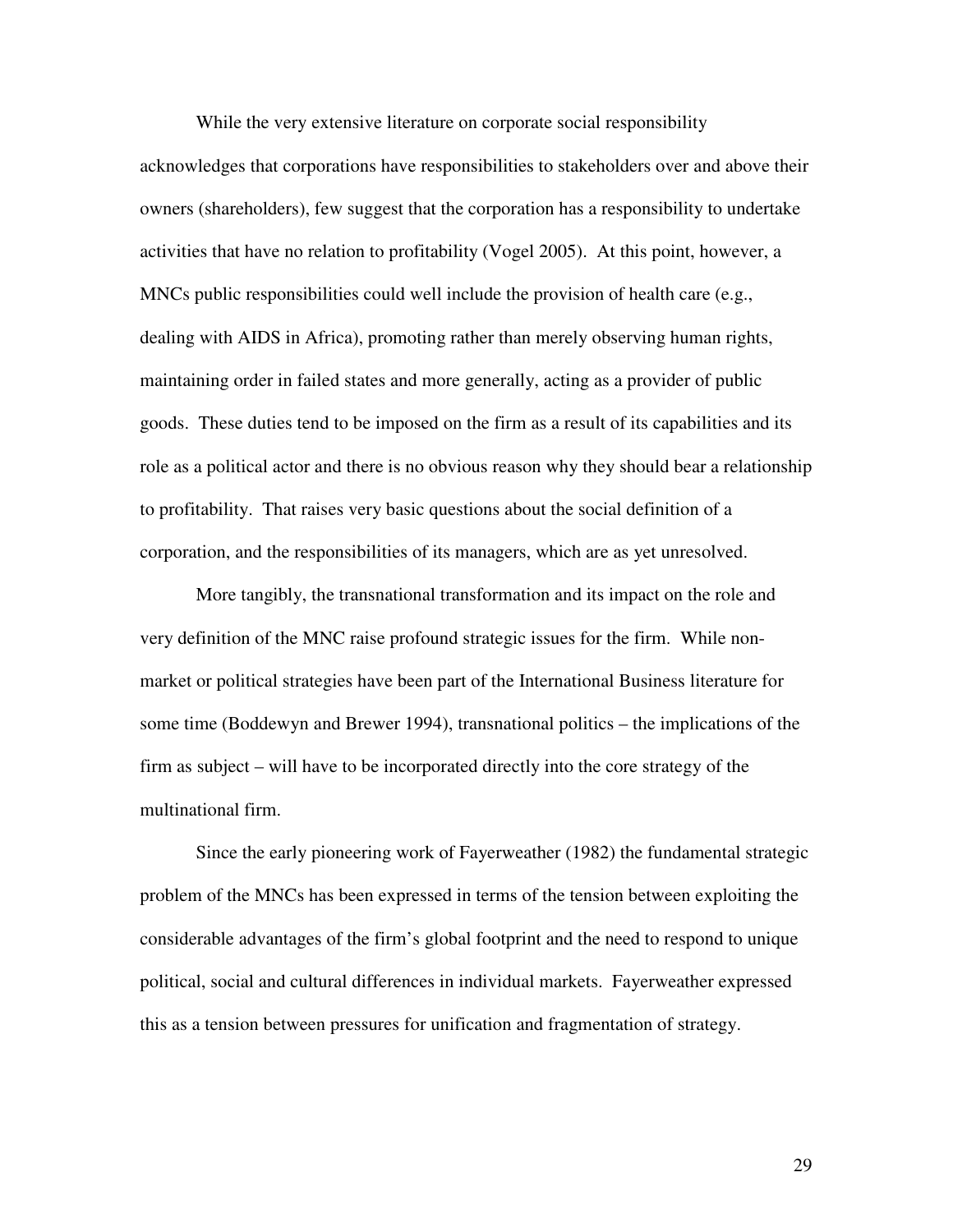While the very extensive literature on corporate social responsibility acknowledges that corporations have responsibilities to stakeholders over and above their owners (shareholders), few suggest that the corporation has a responsibility to undertake activities that have no relation to profitability (Vogel 2005). At this point, however, a MNCs public responsibilities could well include the provision of health care (e.g., dealing with AIDS in Africa), promoting rather than merely observing human rights, maintaining order in failed states and more generally, acting as a provider of public goods. These duties tend to be imposed on the firm as a result of its capabilities and its role as a political actor and there is no obvious reason why they should bear a relationship to profitability. That raises very basic questions about the social definition of a corporation, and the responsibilities of its managers, which are as yet unresolved.

More tangibly, the transnational transformation and its impact on the role and very definition of the MNC raise profound strategic issues for the firm. While non-market or political strategies have been part of the International Business literature for some time (Boddewyn and Brewer 1994), transnational politics – the implications of the firm as subject – will have to be incorporated directly into the core strategy of the multinational firm.

Since the early pioneering work of Fayerweather (1982) the fundamental strategic problem of the MNCs has been expressed in terms of the tension between exploiting the considerable advantages of the firm's global footprint and the need to respond to unique political, social and cultural differences in individual markets. Fayerweather expressed this as a tension between pressures for unification and fragmentation of strategy.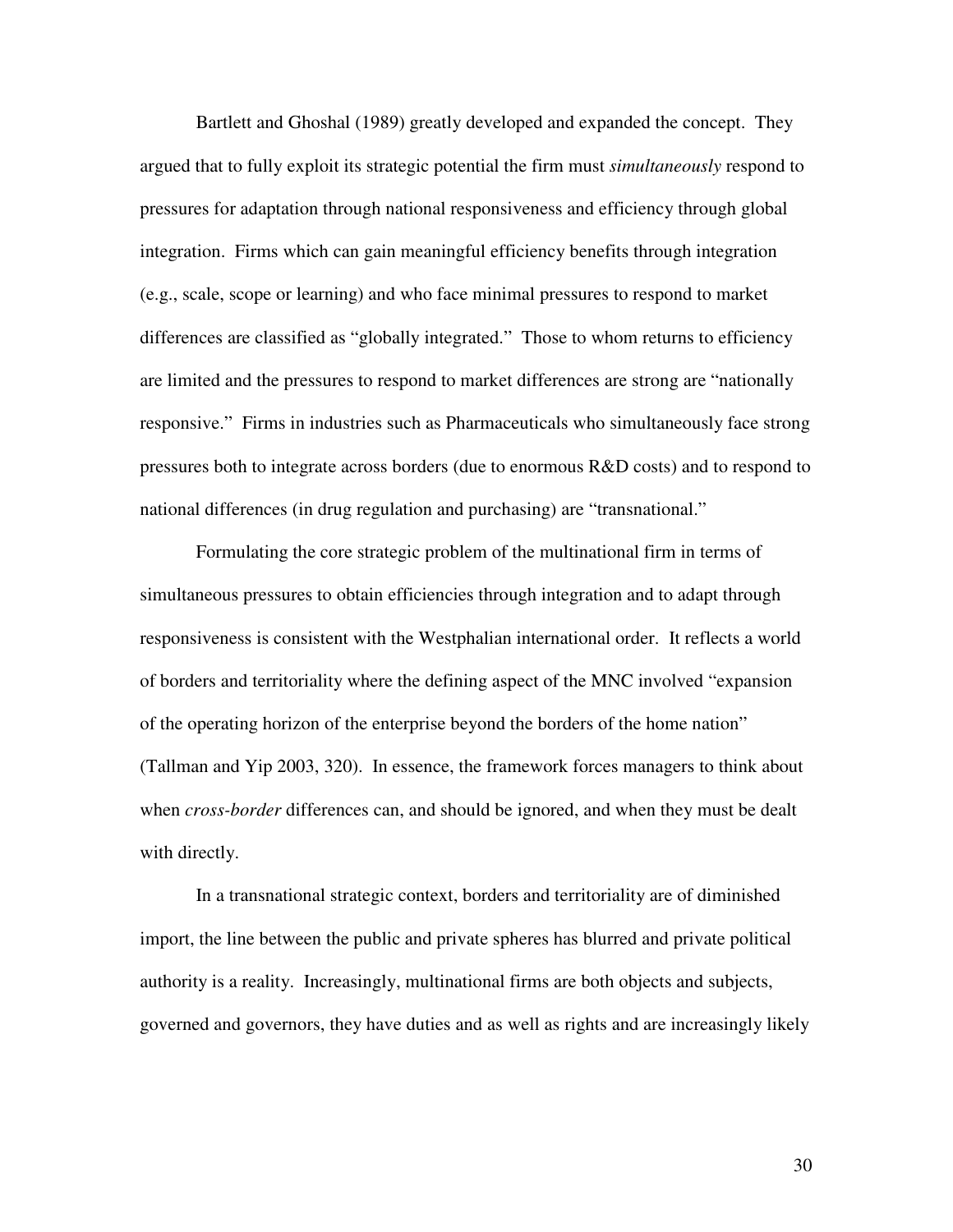Bartlett and Ghoshal (1989) greatly developed and expanded the concept. They argued that to fully exploit its strategic potential the firm must *simultaneously* respond to pressures for adaptation through national responsiveness and efficiency through global integration. Firms which can gain meaningful efficiency benefits through integration (e.g., scale, scope or learning) and who face minimal pressures to respond to market differences are classified as "globally integrated." Those to whom returns to efficiency are limited and the pressures to respond to market differences are strong are "nationally responsive." Firms in industries such as Pharmaceuticals who simultaneously face strong pressures both to integrate across borders (due to enormous R&D costs) and to respond to national differences (in drug regulation and purchasing) are "transnational."

Formulating the core strategic problem of the multinational firm in terms of simultaneous pressures to obtain efficiencies through integration and to adapt through responsiveness is consistent with the Westphalian international order. It reflects a world of borders and territoriality where the defining aspect of the MNC involved "expansion of the operating horizon of the enterprise beyond the borders of the home nation" (Tallman and Yip 2003, 320). In essence, the framework forces managers to think about when *cross-border* differences can, and should be ignored, and when they must be dealt with directly.

In a transnational strategic context, borders and territoriality are of diminished import, the line between the public and private spheres has blurred and private political authority is a reality. Increasingly, multinational firms are both objects and subjects, governed and governors, they have duties and as well as rights and are increasingly likely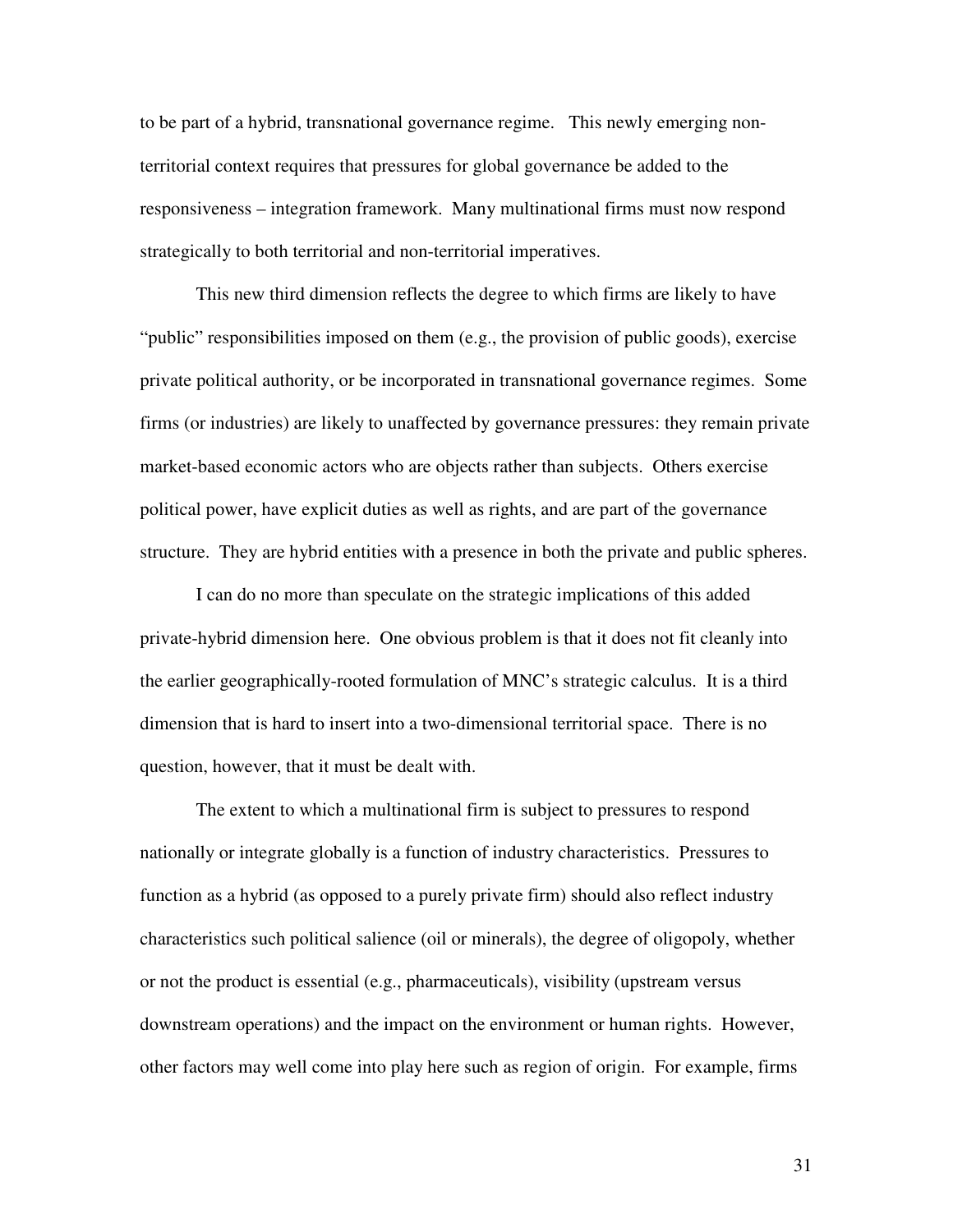to be part of a hybrid, transnational governance regime. This newly emerging non-territorial context requires that pressures for global governance be added to the responsiveness – integration framework. Many multinational firms must now respond strategically to both territorial and non-territorial imperatives.

This new third dimension reflects the degree to which firms are likely to have "public" responsibilities imposed on them (e.g., the provision of public goods), exercise private political authority, or be incorporated in transnational governance regimes. Some firms (or industries) are likely to unaffected by governance pressures: they remain private market-based economic actors who are objects rather than subjects. Others exercise political power, have explicit duties as well as rights, and are part of the governance structure. They are hybrid entities with a presence in both the private and public spheres.

I can do no more than speculate on the strategic implications of this added private-hybrid dimension here. One obvious problem is that it does not fit cleanly into the earlier geographically-rooted formulation of MNC's strategic calculus. It is a third dimension that is hard to insert into a two-dimensional territorial space. There is no question, however, that it must be dealt with.

The extent to which a multinational firm is subject to pressures to respond nationally or integrate globally is a function of industry characteristics. Pressures to function as a hybrid (as opposed to a purely private firm) should also reflect industry characteristics such political salience (oil or minerals), the degree of oligopoly, whether or not the product is essential (e.g., pharmaceuticals), visibility (upstream versus downstream operations) and the impact on the environment or human rights. However, other factors may well come into play here such as region of origin. For example, firms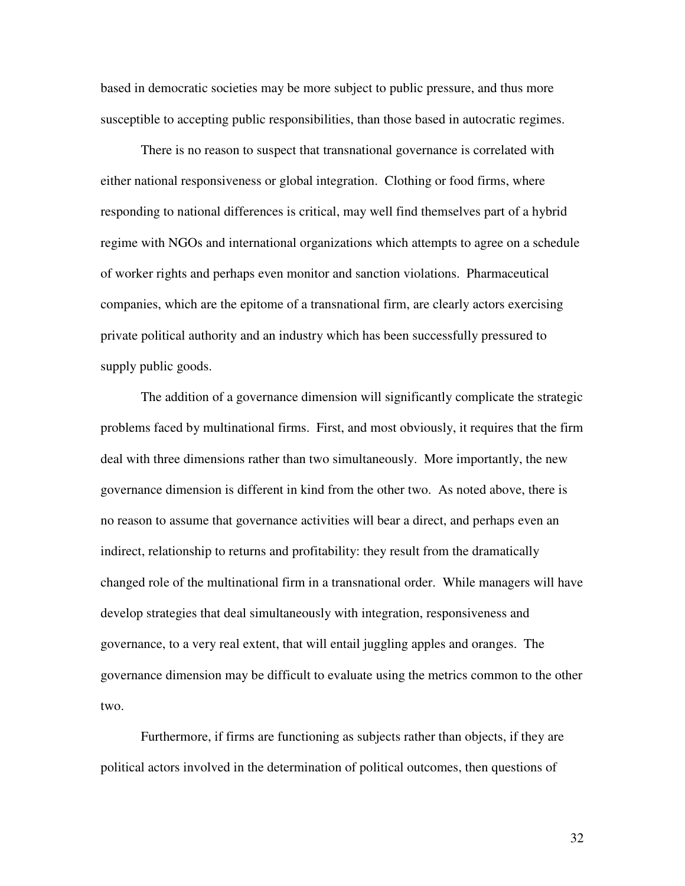based in democratic societies may be more subject to public pressure, and thus more susceptible to accepting public responsibilities, than those based in autocratic regimes.

There is no reason to suspect that transnational governance is correlated with either national responsiveness or global integration. Clothing or food firms, where responding to national differences is critical, may well find themselves part of a hybrid regime with NGOs and international organizations which attempts to agree on a schedule of worker rights and perhaps even monitor and sanction violations. Pharmaceutical companies, which are the epitome of a transnational firm, are clearly actors exercising private political authority and an industry which has been successfully pressured to supply public goods.

The addition of a governance dimension will significantly complicate the strategic problems faced by multinational firms. First, and most obviously, it requires that the firm deal with three dimensions rather than two simultaneously. More importantly, the new governance dimension is different in kind from the other two. As noted above, there is no reason to assume that governance activities will bear a direct, and perhaps even an indirect, relationship to returns and profitability: they result from the dramatically changed role of the multinational firm in a transnational order. While managers will have develop strategies that deal simultaneously with integration, responsiveness and governance, to a very real extent, that will entail juggling apples and oranges. The governance dimension may be difficult to evaluate using the metrics common to the other two.

Furthermore, if firms are functioning as subjects rather than objects, if they are political actors involved in the determination of political outcomes, then questions of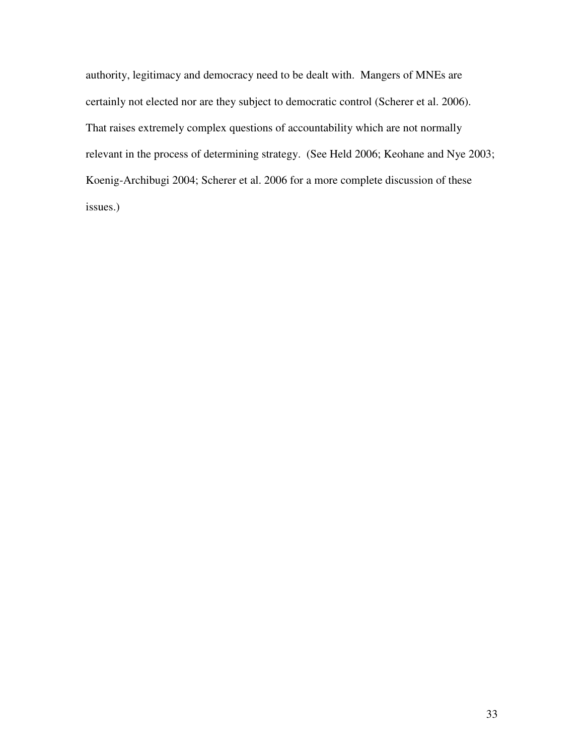authority, legitimacy and democracy need to be dealt with. Mangers of MNEs are certainly not elected nor are they subject to democratic control (Scherer et al. 2006). That raises extremely complex questions of accountability which are not normally relevant in the process of determining strategy. (See Held 2006; Keohane and Nye 2003; Koenig-Archibugi 2004; Scherer et al. 2006 for a more complete discussion of these issues.)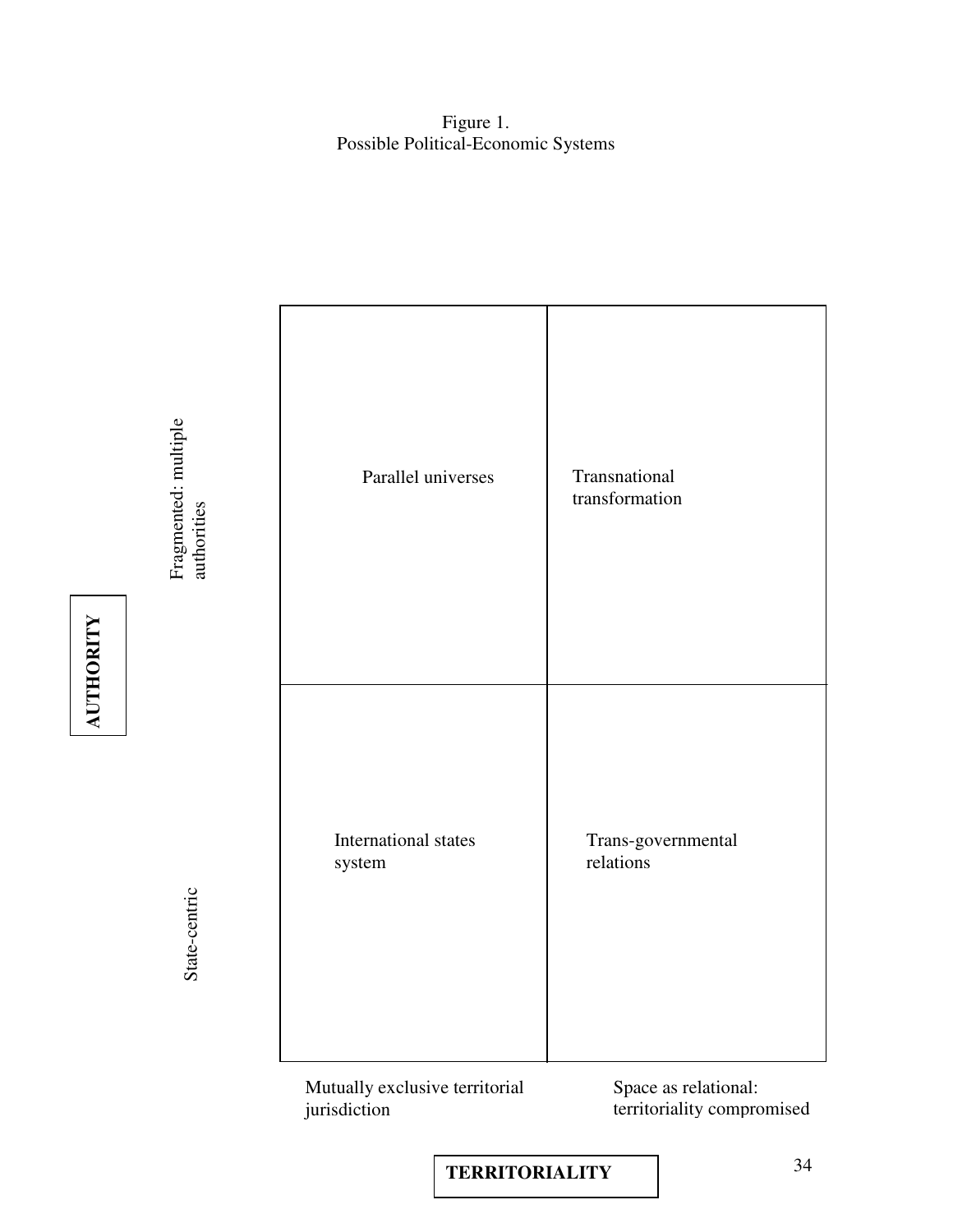Figure 1.
Possible Political-Economic Systems

| **AUTHORITY** | Mutually exclusive territorial jurisdiction | Space as relational: territoriality compromised |
|---|---|---|
| Fragmented: multiple authorities | Parallel universes | Transnational transformation |
| State-centric | International states system | Trans-governmental relations |

**TERRITORIALITY**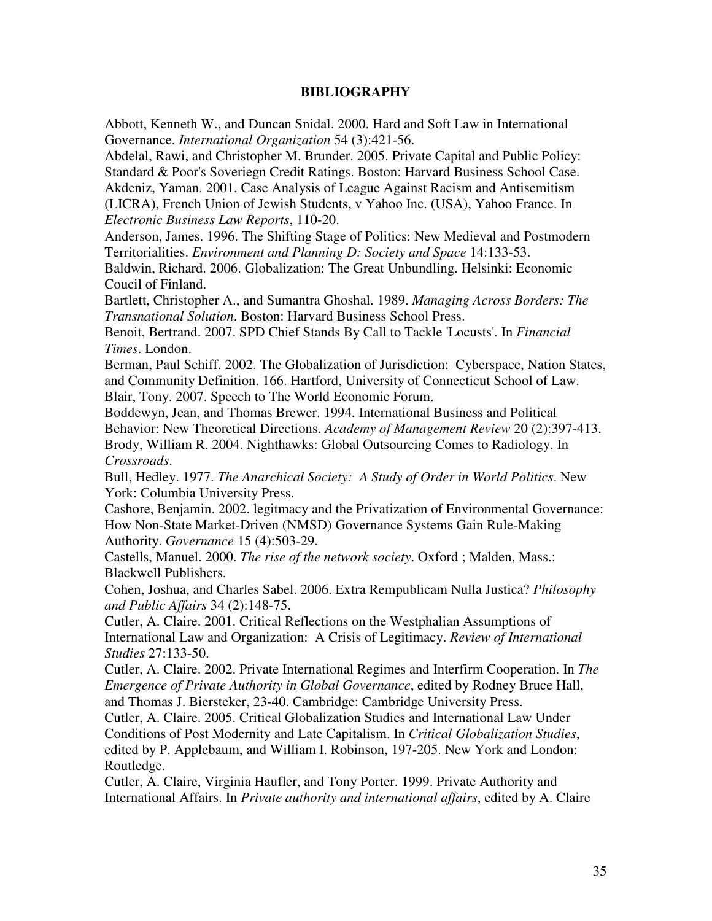## BIBLIOGRAPHY

Abbott, Kenneth W., and Duncan Snidal. 2000. Hard and Soft Law in International Governance. *International Organization* 54 (3):421-56.

Abdelal, Rawi, and Christopher M. Brunder. 2005. Private Capital and Public Policy: Standard & Poor's Soveriegn Credit Ratings. Boston: Harvard Business School Case.

Akdeniz, Yaman. 2001. Case Analysis of League Against Racism and Antisemitism (LICRA), French Union of Jewish Students, v Yahoo Inc. (USA), Yahoo France. In *Electronic Business Law Reports*, 110-20.

Anderson, James. 1996. The Shifting Stage of Politics: New Medieval and Postmodern Territorialities. *Environment and Planning D: Society and Space* 14:133-53.

Baldwin, Richard. 2006. Globalization: The Great Unbundling. Helsinki: Economic Coucil of Finland.

Bartlett, Christopher A., and Sumantra Ghoshal. 1989. *Managing Across Borders: The Transnational Solution*. Boston: Harvard Business School Press.

Benoit, Bertrand. 2007. SPD Chief Stands By Call to Tackle 'Locusts'. In *Financial Times*. London.

Berman, Paul Schiff. 2002. The Globalization of Jurisdiction: Cyberspace, Nation States, and Community Definition. 166. Hartford, University of Connecticut School of Law.

Blair, Tony. 2007. Speech to The World Economic Forum.

Boddewyn, Jean, and Thomas Brewer. 1994. International Business and Political Behavior: New Theoretical Directions. *Academy of Management Review* 20 (2):397-413.

Brody, William R. 2004. Nighthawks: Global Outsourcing Comes to Radiology. In *Crossroads*.

Bull, Hedley. 1977. *The Anarchical Society: A Study of Order in World Politics*. New York: Columbia University Press.

Cashore, Benjamin. 2002. legitmacy and the Privatization of Environmental Governance: How Non-State Market-Driven (NMSD) Governance Systems Gain Rule-Making Authority. *Governance* 15 (4):503-29.

Castells, Manuel. 2000. *The rise of the network society*. Oxford ; Malden, Mass.: Blackwell Publishers.

Cohen, Joshua, and Charles Sabel. 2006. Extra Rempublicam Nulla Justica? *Philosophy and Public Affairs* 34 (2):148-75.

Cutler, A. Claire. 2001. Critical Reflections on the Westphalian Assumptions of International Law and Organization: A Crisis of Legitimacy. *Review of International Studies* 27:133-50.

Cutler, A. Claire. 2002. Private International Regimes and Interfirm Cooperation. In *The Emergence of Private Authority in Global Governance*, edited by Rodney Bruce Hall, and Thomas J. Biersteker, 23-40. Cambridge: Cambridge University Press.

Cutler, A. Claire. 2005. Critical Globalization Studies and International Law Under Conditions of Post Modernity and Late Capitalism. In *Critical Globalization Studies*, edited by P. Applebaum, and William I. Robinson, 197-205. New York and London: Routledge.

Cutler, A. Claire, Virginia Haufler, and Tony Porter. 1999. Private Authority and International Affairs. In *Private authority and international affairs*, edited by A. Claire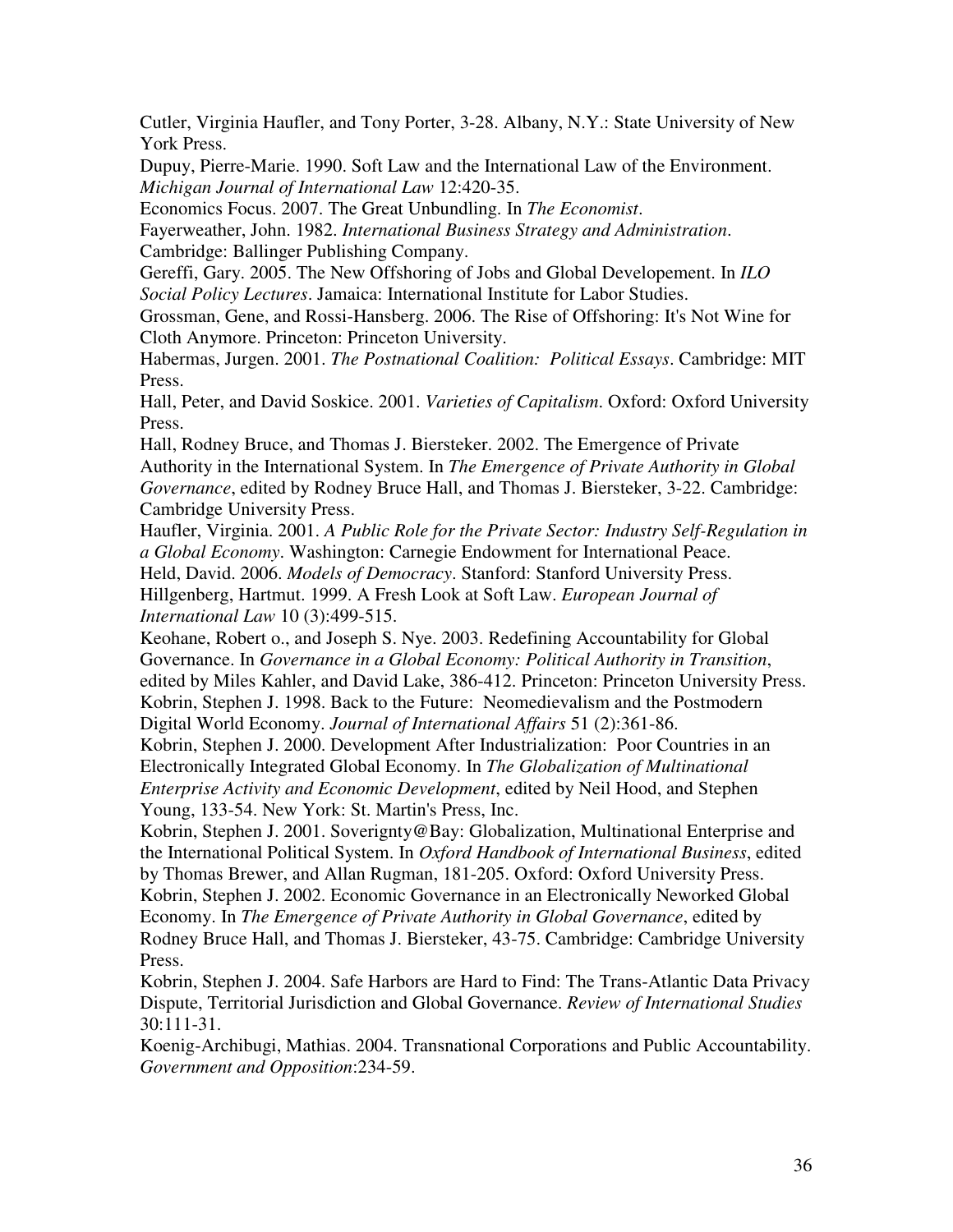Cutler, Virginia Haufler, and Tony Porter, 3-28. Albany, N.Y.: State University of New York Press.

Dupuy, Pierre-Marie. 1990. Soft Law and the International Law of the Environment. *Michigan Journal of International Law* 12:420-35.

Economics Focus. 2007. The Great Unbundling. In *The Economist*.

Fayerweather, John. 1982. *International Business Strategy and Administration*. Cambridge: Ballinger Publishing Company.

Gereffi, Gary. 2005. The New Offshoring of Jobs and Global Developement. In *ILO Social Policy Lectures*. Jamaica: International Institute for Labor Studies.

Grossman, Gene, and Rossi-Hansberg. 2006. The Rise of Offshoring: It's Not Wine for Cloth Anymore. Princeton: Princeton University.

Habermas, Jurgen. 2001. *The Postnational Coalition: Political Essays*. Cambridge: MIT Press.

Hall, Peter, and David Soskice. 2001. *Varieties of Capitalism*. Oxford: Oxford University Press.

Hall, Rodney Bruce, and Thomas J. Biersteker. 2002. The Emergence of Private Authority in the International System. In *The Emergence of Private Authority in Global Governance*, edited by Rodney Bruce Hall, and Thomas J. Biersteker, 3-22. Cambridge: Cambridge University Press.

Haufler, Virginia. 2001. *A Public Role for the Private Sector: Industry Self-Regulation in a Global Economy*. Washington: Carnegie Endowment for International Peace.

Held, David. 2006. *Models of Democracy*. Stanford: Stanford University Press.

Hillgenberg, Hartmut. 1999. A Fresh Look at Soft Law. *European Journal of International Law* 10 (3):499-515.

Keohane, Robert o., and Joseph S. Nye. 2003. Redefining Accountability for Global Governance. In *Governance in a Global Economy: Political Authority in Transition*, edited by Miles Kahler, and David Lake, 386-412. Princeton: Princeton University Press.

Kobrin, Stephen J. 1998. Back to the Future: Neomedievalism and the Postmodern Digital World Economy. *Journal of International Affairs* 51 (2):361-86.

Kobrin, Stephen J. 2000. Development After Industrialization: Poor Countries in an Electronically Integrated Global Economy. In *The Globalization of Multinational Enterprise Activity and Economic Development*, edited by Neil Hood, and Stephen Young, 133-54. New York: St. Martin's Press, Inc.

Kobrin, Stephen J. 2001. Soverignty@Bay: Globalization, Multinational Enterprise and the International Political System. In *Oxford Handbook of International Business*, edited by Thomas Brewer, and Allan Rugman, 181-205. Oxford: Oxford University Press.

Kobrin, Stephen J. 2002. Economic Governance in an Electronically Neworked Global Economy. In *The Emergence of Private Authority in Global Governance*, edited by Rodney Bruce Hall, and Thomas J. Biersteker, 43-75. Cambridge: Cambridge University Press.

Kobrin, Stephen J. 2004. Safe Harbors are Hard to Find: The Trans-Atlantic Data Privacy Dispute, Territorial Jurisdiction and Global Governance. *Review of International Studies* 30:111-31.

Koenig-Archibugi, Mathias. 2004. Transnational Corporations and Public Accountability. *Government and Opposition*:234-59.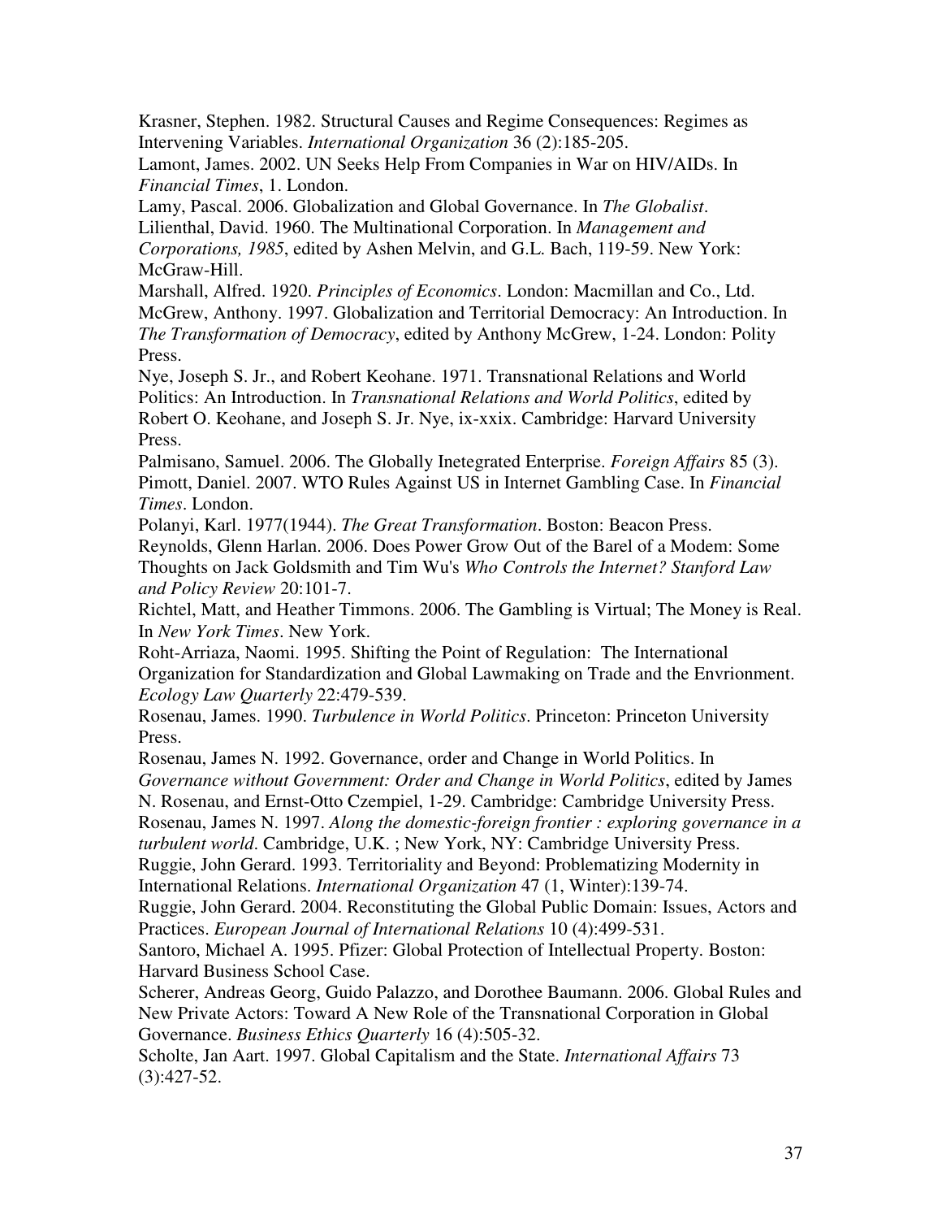Krasner, Stephen. 1982. Structural Causes and Regime Consequences: Regimes as Intervening Variables. *International Organization* 36 (2):185-205.

Lamont, James. 2002. UN Seeks Help From Companies in War on HIV/AIDs. In *Financial Times*, 1. London.

Lamy, Pascal. 2006. Globalization and Global Governance. In *The Globalist*.

Lilienthal, David. 1960. The Multinational Corporation. In *Management and Corporations, 1985*, edited by Ashen Melvin, and G.L. Bach, 119-59. New York: McGraw-Hill.

Marshall, Alfred. 1920. *Principles of Economics*. London: Macmillan and Co., Ltd.

McGrew, Anthony. 1997. Globalization and Territorial Democracy: An Introduction. In *The Transformation of Democracy*, edited by Anthony McGrew, 1-24. London: Polity Press.

Nye, Joseph S. Jr., and Robert Keohane. 1971. Transnational Relations and World Politics: An Introduction. In *Transnational Relations and World Politics*, edited by Robert O. Keohane, and Joseph S. Jr. Nye, ix-xxix. Cambridge: Harvard University Press.

Palmisano, Samuel. 2006. The Globally Inetegrated Enterprise. *Foreign Affairs* 85 (3).

Pimott, Daniel. 2007. WTO Rules Against US in Internet Gambling Case. In *Financial Times*. London.

Polanyi, Karl. 1977(1944). *The Great Transformation*. Boston: Beacon Press.

Reynolds, Glenn Harlan. 2006. Does Power Grow Out of the Barel of a Modem: Some Thoughts on Jack Goldsmith and Tim Wu's *Who Controls the Internet? Stanford Law and Policy Review* 20:101-7.

Richtel, Matt, and Heather Timmons. 2006. The Gambling is Virtual; The Money is Real. In *New York Times*. New York.

Roht-Arriaza, Naomi. 1995. Shifting the Point of Regulation: The International Organization for Standardization and Global Lawmaking on Trade and the Envrionment. *Ecology Law Quarterly* 22:479-539.

Rosenau, James. 1990. *Turbulence in World Politics*. Princeton: Princeton University Press.

Rosenau, James N. 1992. Governance, order and Change in World Politics. In *Governance without Government: Order and Change in World Politics*, edited by James N. Rosenau, and Ernst-Otto Czempiel, 1-29. Cambridge: Cambridge University Press.

Rosenau, James N. 1997. *Along the domestic-foreign frontier : exploring governance in a turbulent world*. Cambridge, U.K. ; New York, NY: Cambridge University Press.

Ruggie, John Gerard. 1993. Territoriality and Beyond: Problematizing Modernity in International Relations. *International Organization* 47 (1, Winter):139-74.

Ruggie, John Gerard. 2004. Reconstituting the Global Public Domain: Issues, Actors and Practices. *European Journal of International Relations* 10 (4):499-531.

Santoro, Michael A. 1995. Pfizer: Global Protection of Intellectual Property. Boston: Harvard Business School Case.

Scherer, Andreas Georg, Guido Palazzo, and Dorothee Baumann. 2006. Global Rules and New Private Actors: Toward A New Role of the Transnational Corporation in Global Governance. *Business Ethics Quarterly* 16 (4):505-32.

Scholte, Jan Aart. 1997. Global Capitalism and the State. *International Affairs* 73 (3):427-52.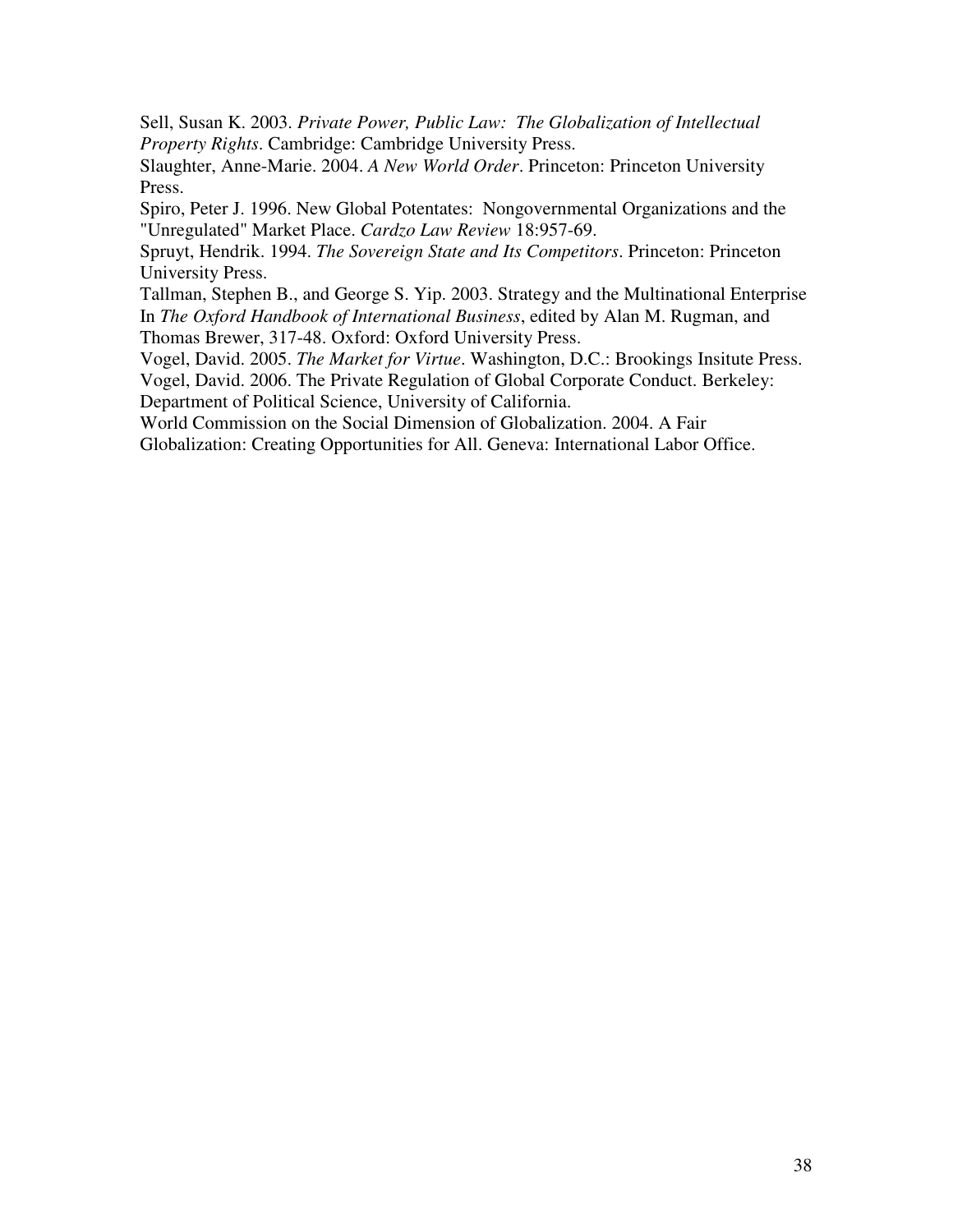Sell, Susan K. 2003. *Private Power, Public Law: The Globalization of Intellectual Property Rights*. Cambridge: Cambridge University Press.

Slaughter, Anne-Marie. 2004. *A New World Order*. Princeton: Princeton University Press.

Spiro, Peter J. 1996. New Global Potentates: Nongovernmental Organizations and the "Unregulated" Market Place. *Cardzo Law Review* 18:957-69.

Spruyt, Hendrik. 1994. *The Sovereign State and Its Competitors*. Princeton: Princeton University Press.

Tallman, Stephen B., and George S. Yip. 2003. Strategy and the Multinational Enterprise In *The Oxford Handbook of International Business*, edited by Alan M. Rugman, and Thomas Brewer, 317-48. Oxford: Oxford University Press.

Vogel, David. 2005. *The Market for Virtue*. Washington, D.C.: Brookings Insitute Press.

Vogel, David. 2006. The Private Regulation of Global Corporate Conduct. Berkeley: Department of Political Science, University of California.

World Commission on the Social Dimension of Globalization. 2004. A Fair Globalization: Creating Opportunities for All. Geneva: International Labor Office.